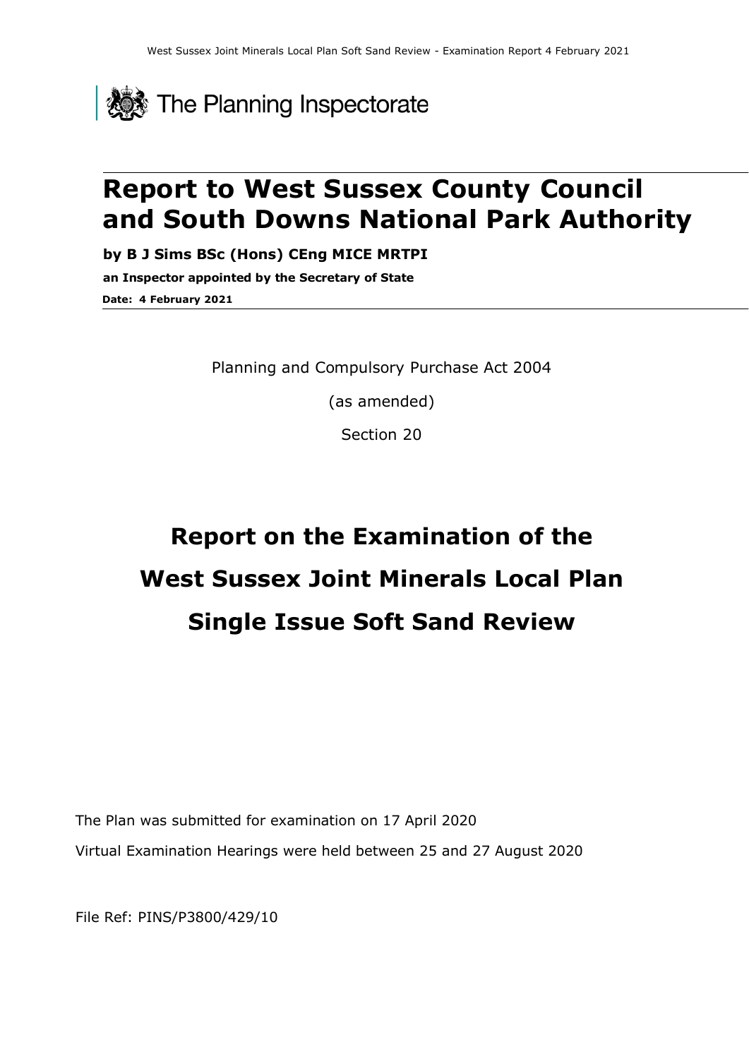The Planning Inspectorate

# Report to West Sussex County Council and South Downs National Park Authority

**by B J Sims BSc (Hons) CEng MICE MRTPI**

**an Inspector appointed by the Secretary of State**

**Date: 4 February 2021**

Planning and Compulsory Purchase Act 2004

(as amended)

Section 20

# Report on the Examination of the West Sussex Joint Minerals Local Plan Single Issue Soft Sand Review

The Plan was submitted for examination on 17 April 2020

Virtual Examination Hearings were held between 25 and 27 August 2020

File Ref: PINS/P3800/429/10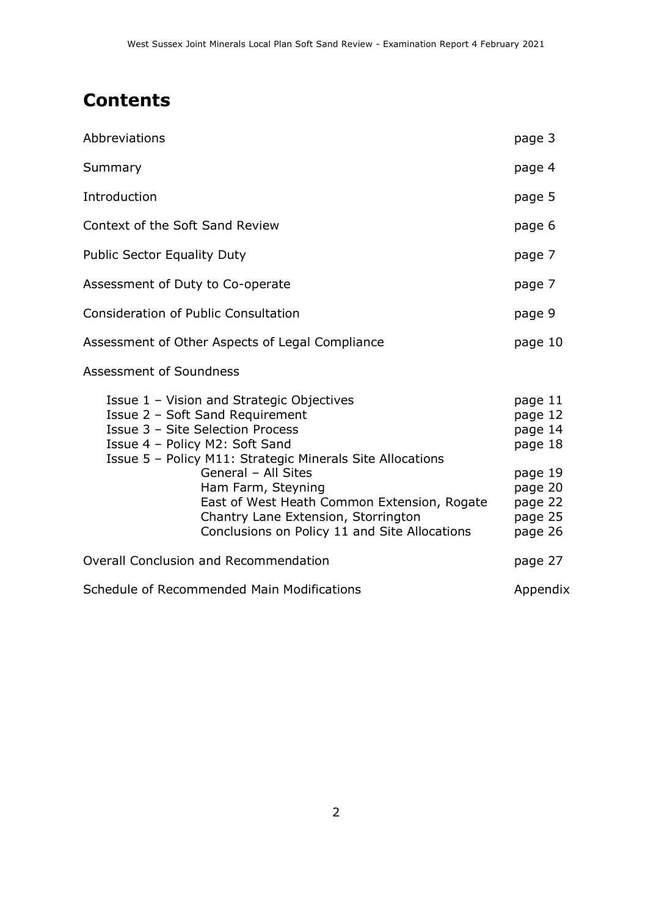# Contents

| | |
|---|---|
| Abbreviations | page 3 |
| Summary | page 4 |
| Introduction | page 5 |
| Context of the Soft Sand Review | page 6 |
| Public Sector Equality Duty | page 7 |
| Assessment of Duty to Co-operate | page 7 |
| Consideration of Public Consultation | page 9 |
| Assessment of Other Aspects of Legal Compliance | page 10 |
| Assessment of Soundness | |
| Issue 1 – Vision and Strategic Objectives | page 11 |
| Issue 2 – Soft Sand Requirement | page 12 |
| Issue 3 – Site Selection Process | page 14 |
| Issue 4 – Policy M2: Soft Sand | page 18 |
| Issue 5 – Policy M11: Strategic Minerals Site Allocations | |
| General – All Sites | page 19 |
| Ham Farm, Steyning | page 20 |
| East of West Heath Common Extension, Rogate | page 22 |
| Chantry Lane Extension, Storrington | page 25 |
| Conclusions on Policy 11 and Site Allocations | page 26 |
| Overall Conclusion and Recommendation | page 27 |
| Schedule of Recommended Main Modifications | Appendix |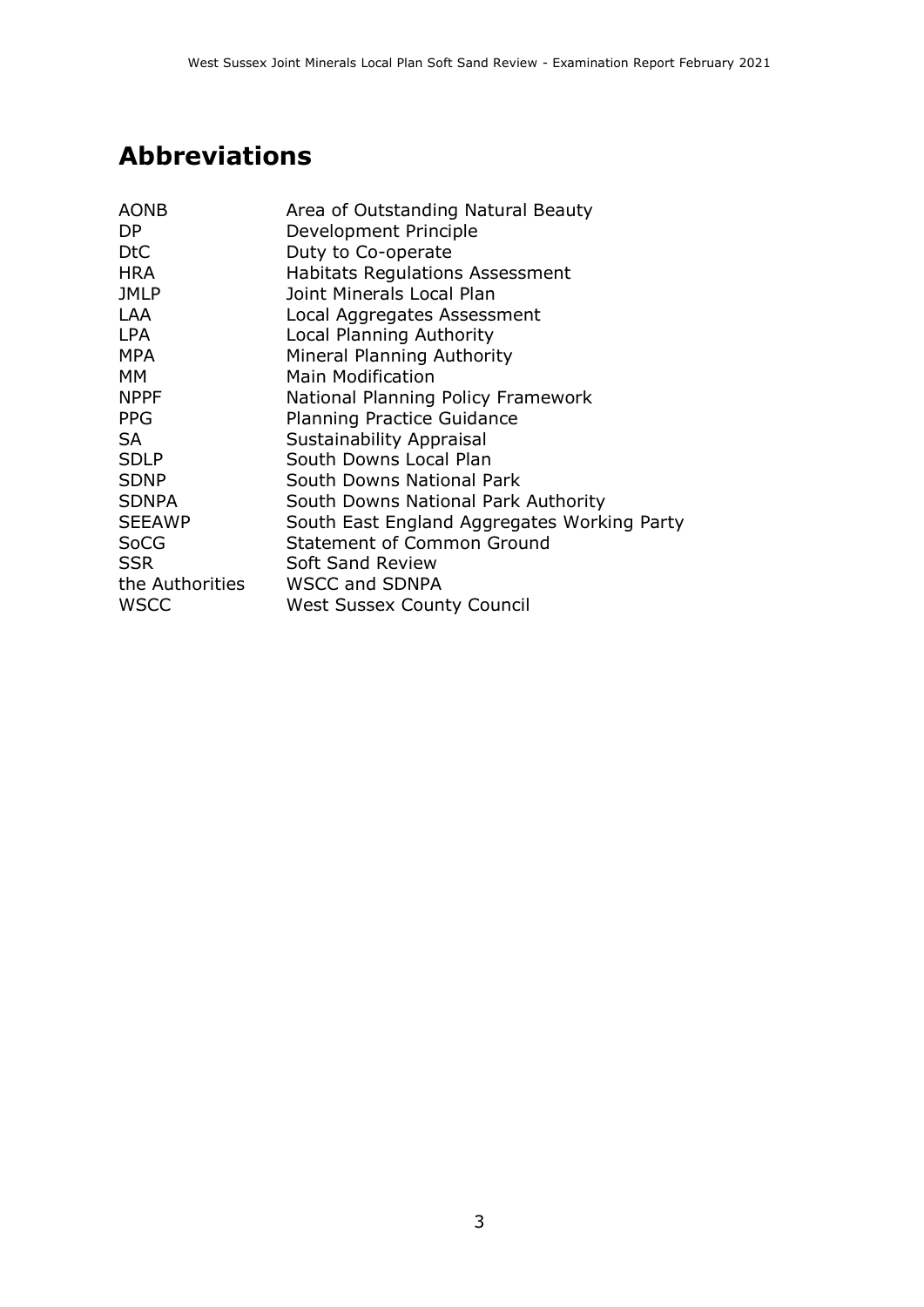## Abbreviations

| | |
|---|---|
| AONB | Area of Outstanding Natural Beauty |
| DP | Development Principle |
| DtC | Duty to Co-operate |
| HRA | Habitats Regulations Assessment |
| JMLP | Joint Minerals Local Plan |
| LAA | Local Aggregates Assessment |
| LPA | Local Planning Authority |
| MPA | Mineral Planning Authority |
| MM | Main Modification |
| NPPF | National Planning Policy Framework |
| PPG | Planning Practice Guidance |
| SA | Sustainability Appraisal |
| SDLP | South Downs Local Plan |
| SDNP | South Downs National Park |
| SDNPA | South Downs National Park Authority |
| SEEAWP | South East England Aggregates Working Party |
| SoCG | Statement of Common Ground |
| SSR | Soft Sand Review |
| the Authorities | WSCC and SDNPA |
| WSCC | West Sussex County Council |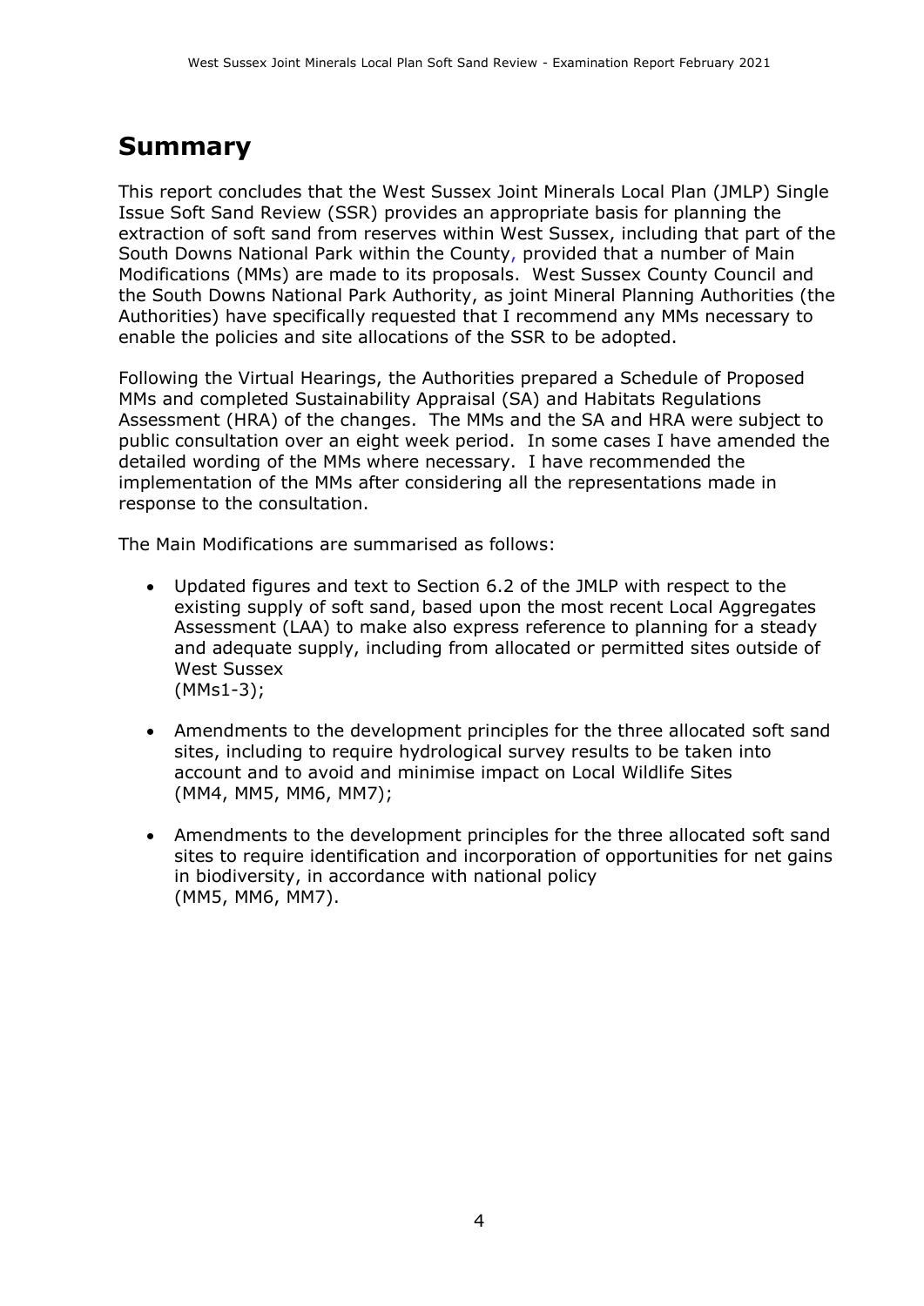# Summary

This report concludes that the West Sussex Joint Minerals Local Plan (JMLP) Single Issue Soft Sand Review (SSR) provides an appropriate basis for planning the extraction of soft sand from reserves within West Sussex, including that part of the South Downs National Park within the County, provided that a number of Main Modifications (MMs) are made to its proposals. West Sussex County Council and the South Downs National Park Authority, as joint Mineral Planning Authorities (the Authorities) have specifically requested that I recommend any MMs necessary to enable the policies and site allocations of the SSR to be adopted.

Following the Virtual Hearings, the Authorities prepared a Schedule of Proposed MMs and completed Sustainability Appraisal (SA) and Habitats Regulations Assessment (HRA) of the changes. The MMs and the SA and HRA were subject to public consultation over an eight week period. In some cases I have amended the detailed wording of the MMs where necessary. I have recommended the implementation of the MMs after considering all the representations made in response to the consultation.

The Main Modifications are summarised as follows:

- Updated figures and text to Section 6.2 of the JMLP with respect to the existing supply of soft sand, based upon the most recent Local Aggregates Assessment (LAA) to make also express reference to planning for a steady and adequate supply, including from allocated or permitted sites outside of West Sussex  
(MMs1-3);
- Amendments to the development principles for the three allocated soft sand sites, including to require hydrological survey results to be taken into account and to avoid and minimise impact on Local Wildlife Sites  
(MM4, MM5, MM6, MM7);
- Amendments to the development principles for the three allocated soft sand sites to require identification and incorporation of opportunities for net gains in biodiversity, in accordance with national policy  
(MM5, MM6, MM7).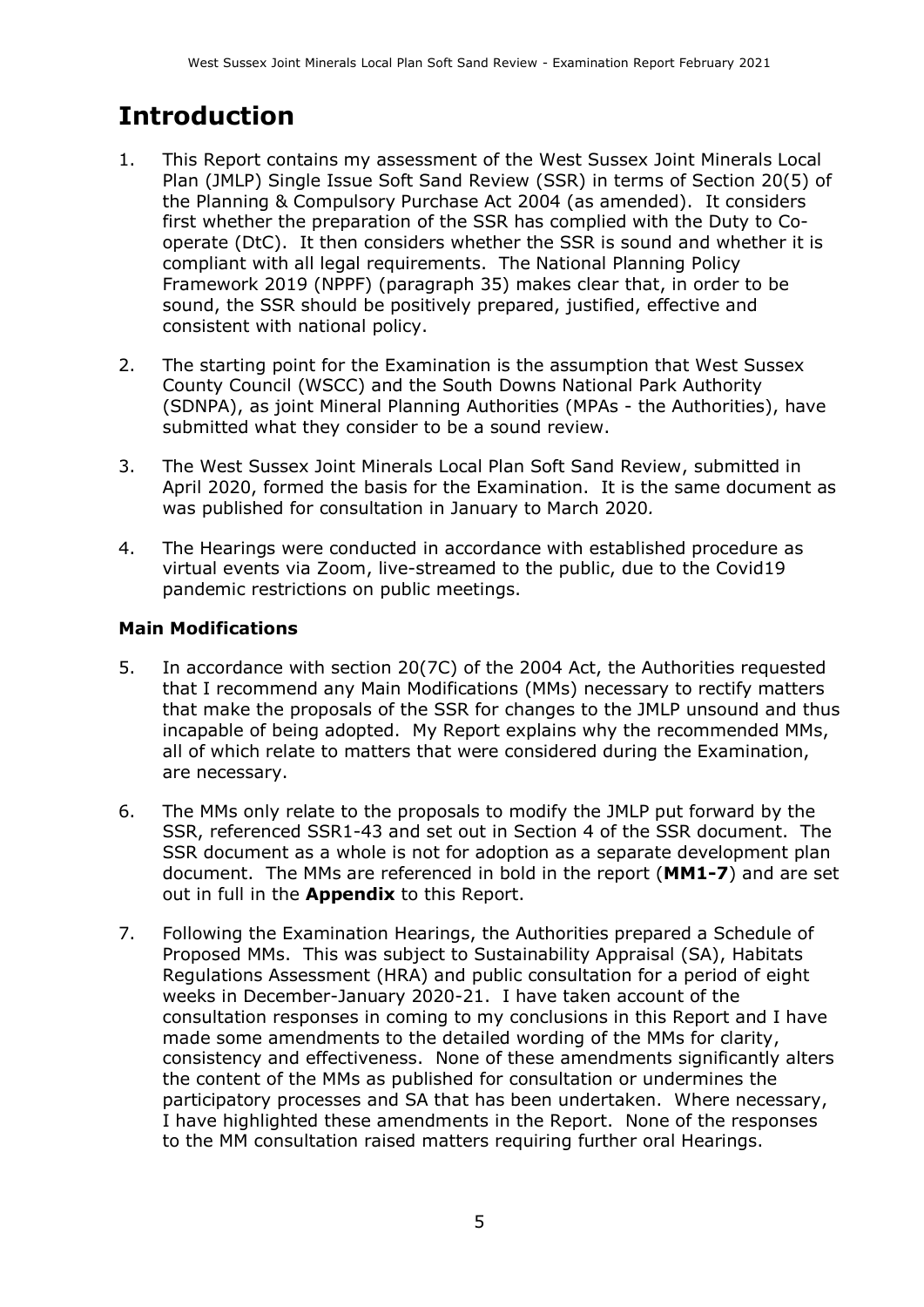# Introduction

1. This Report contains my assessment of the West Sussex Joint Minerals Local Plan (JMLP) Single Issue Soft Sand Review (SSR) in terms of Section 20(5) of the Planning & Compulsory Purchase Act 2004 (as amended). It considers first whether the preparation of the SSR has complied with the Duty to Co-operate (DtC). It then considers whether the SSR is sound and whether it is compliant with all legal requirements. The National Planning Policy Framework 2019 (NPPF) (paragraph 35) makes clear that, in order to be sound, the SSR should be positively prepared, justified, effective and consistent with national policy.

2. The starting point for the Examination is the assumption that West Sussex County Council (WSCC) and the South Downs National Park Authority (SDNPA), as joint Mineral Planning Authorities (MPAs - the Authorities), have submitted what they consider to be a sound review.

3. The West Sussex Joint Minerals Local Plan Soft Sand Review, submitted in April 2020, formed the basis for the Examination. It is the same document as was published for consultation in January to March 2020*.*

4. The Hearings were conducted in accordance with established procedure as virtual events via Zoom, live-streamed to the public, due to the Covid19 pandemic restrictions on public meetings.

### Main Modifications

5. In accordance with section 20(7C) of the 2004 Act, the Authorities requested that I recommend any Main Modifications (MMs) necessary to rectify matters that make the proposals of the SSR for changes to the JMLP unsound and thus incapable of being adopted. My Report explains why the recommended MMs, all of which relate to matters that were considered during the Examination, are necessary.

6. The MMs only relate to the proposals to modify the JMLP put forward by the SSR, referenced SSR1-43 and set out in Section 4 of the SSR document. The SSR document as a whole is not for adoption as a separate development plan document. The MMs are referenced in bold in the report (**MM1-7**) and are set out in full in the **Appendix** to this Report.

7. Following the Examination Hearings, the Authorities prepared a Schedule of Proposed MMs. This was subject to Sustainability Appraisal (SA), Habitats Regulations Assessment (HRA) and public consultation for a period of eight weeks in December-January 2020-21. I have taken account of the consultation responses in coming to my conclusions in this Report and I have made some amendments to the detailed wording of the MMs for clarity, consistency and effectiveness. None of these amendments significantly alters the content of the MMs as published for consultation or undermines the participatory processes and SA that has been undertaken. Where necessary, I have highlighted these amendments in the Report. None of the responses to the MM consultation raised matters requiring further oral Hearings.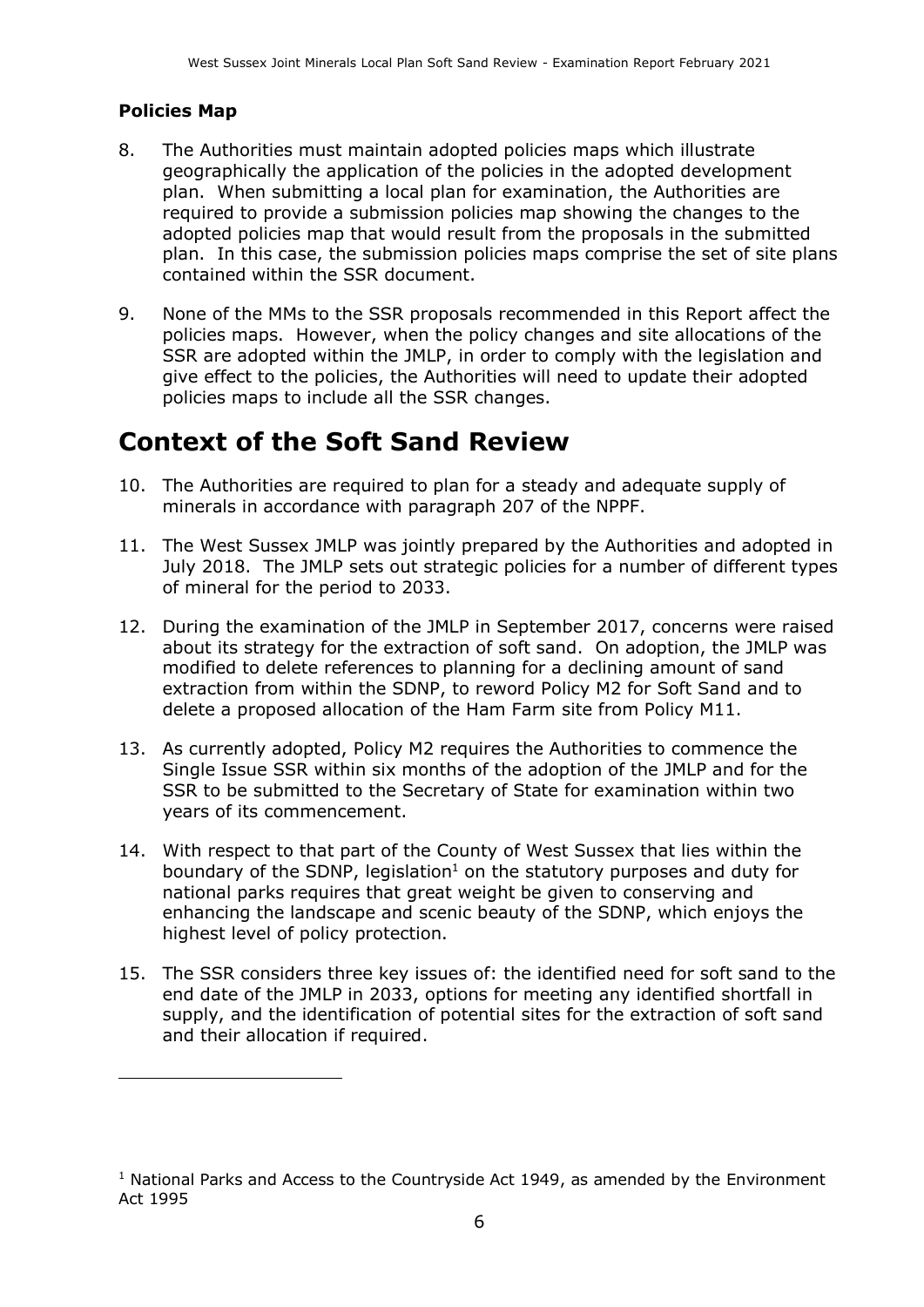### Policies Map

8. The Authorities must maintain adopted policies maps which illustrate geographically the application of the policies in the adopted development plan. When submitting a local plan for examination, the Authorities are required to provide a submission policies map showing the changes to the adopted policies map that would result from the proposals in the submitted plan. In this case, the submission policies maps comprise the set of site plans contained within the SSR document.

9. None of the MMs to the SSR proposals recommended in this Report affect the policies maps. However, when the policy changes and site allocations of the SSR are adopted within the JMLP, in order to comply with the legislation and give effect to the policies, the Authorities will need to update their adopted policies maps to include all the SSR changes.

# Context of the Soft Sand Review

10. The Authorities are required to plan for a steady and adequate supply of minerals in accordance with paragraph 207 of the NPPF.

11. The West Sussex JMLP was jointly prepared by the Authorities and adopted in July 2018. The JMLP sets out strategic policies for a number of different types of mineral for the period to 2033.

12. During the examination of the JMLP in September 2017, concerns were raised about its strategy for the extraction of soft sand. On adoption, the JMLP was modified to delete references to planning for a declining amount of sand extraction from within the SDNP, to reword Policy M2 for Soft Sand and to delete a proposed allocation of the Ham Farm site from Policy M11.

13. As currently adopted, Policy M2 requires the Authorities to commence the Single Issue SSR within six months of the adoption of the JMLP and for the SSR to be submitted to the Secretary of State for examination within two years of its commencement.

14. With respect to that part of the County of West Sussex that lies within the boundary of the SDNP, legislation[1] on the statutory purposes and duty for national parks requires that great weight be given to conserving and enhancing the landscape and scenic beauty of the SDNP, which enjoys the highest level of policy protection.

15. The SSR considers three key issues of: the identified need for soft sand to the end date of the JMLP in 2033, options for meeting any identified shortfall in supply, and the identification of potential sites for the extraction of soft sand and their allocation if required.

---

[1] National Parks and Access to the Countryside Act 1949, as amended by the Environment Act 1995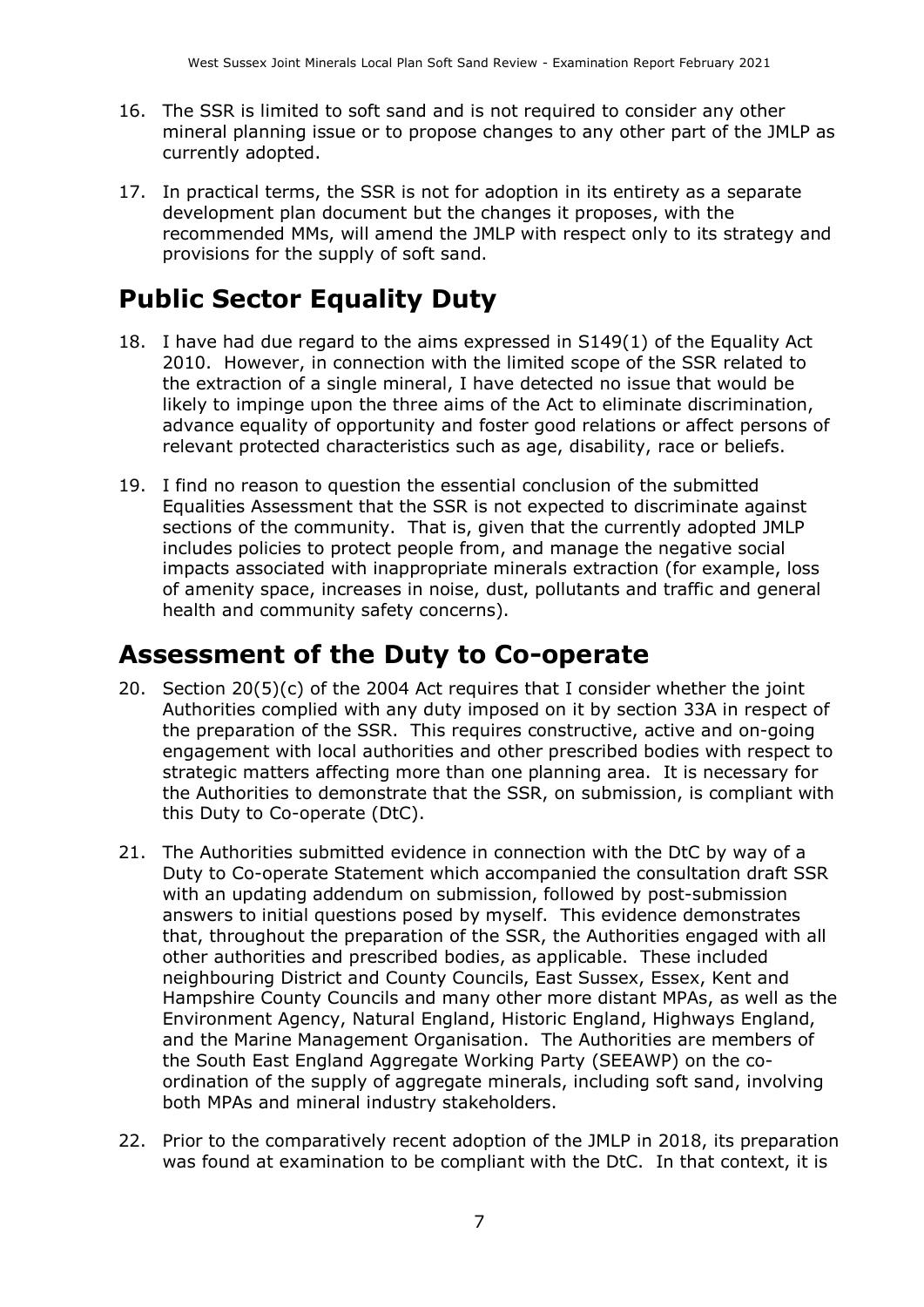16. The SSR is limited to soft sand and is not required to consider any other mineral planning issue or to propose changes to any other part of the JMLP as currently adopted.

17. In practical terms, the SSR is not for adoption in its entirety as a separate development plan document but the changes it proposes, with the recommended MMs, will amend the JMLP with respect only to its strategy and provisions for the supply of soft sand.

# Public Sector Equality Duty

18. I have had due regard to the aims expressed in S149(1) of the Equality Act 2010. However, in connection with the limited scope of the SSR related to the extraction of a single mineral, I have detected no issue that would be likely to impinge upon the three aims of the Act to eliminate discrimination, advance equality of opportunity and foster good relations or affect persons of relevant protected characteristics such as age, disability, race or beliefs.

19. I find no reason to question the essential conclusion of the submitted Equalities Assessment that the SSR is not expected to discriminate against sections of the community. That is, given that the currently adopted JMLP includes policies to protect people from, and manage the negative social impacts associated with inappropriate minerals extraction (for example, loss of amenity space, increases in noise, dust, pollutants and traffic and general health and community safety concerns).

# Assessment of the Duty to Co-operate

20. Section 20(5)(c) of the 2004 Act requires that I consider whether the joint Authorities complied with any duty imposed on it by section 33A in respect of the preparation of the SSR. This requires constructive, active and on-going engagement with local authorities and other prescribed bodies with respect to strategic matters affecting more than one planning area. It is necessary for the Authorities to demonstrate that the SSR, on submission, is compliant with this Duty to Co-operate (DtC).

21. The Authorities submitted evidence in connection with the DtC by way of a Duty to Co-operate Statement which accompanied the consultation draft SSR with an updating addendum on submission, followed by post-submission answers to initial questions posed by myself. This evidence demonstrates that, throughout the preparation of the SSR, the Authorities engaged with all other authorities and prescribed bodies, as applicable. These included neighbouring District and County Councils, East Sussex, Essex, Kent and Hampshire County Councils and many other more distant MPAs, as well as the Environment Agency, Natural England, Historic England, Highways England, and the Marine Management Organisation. The Authorities are members of the South East England Aggregate Working Party (SEEAWP) on the co-ordination of the supply of aggregate minerals, including soft sand, involving both MPAs and mineral industry stakeholders.

22. Prior to the comparatively recent adoption of the JMLP in 2018, its preparation was found at examination to be compliant with the DtC. In that context, it is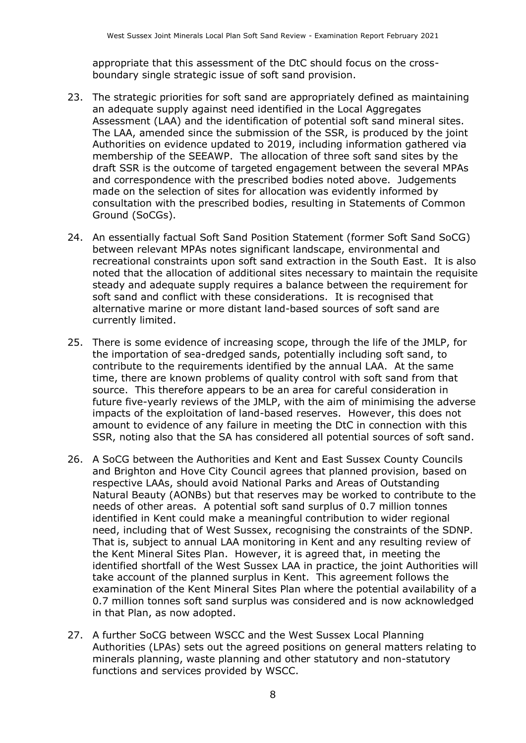appropriate that this assessment of the DtC should focus on the cross-boundary single strategic issue of soft sand provision.

23. The strategic priorities for soft sand are appropriately defined as maintaining an adequate supply against need identified in the Local Aggregates Assessment (LAA) and the identification of potential soft sand mineral sites. The LAA, amended since the submission of the SSR, is produced by the joint Authorities on evidence updated to 2019, including information gathered via membership of the SEEAWP. The allocation of three soft sand sites by the draft SSR is the outcome of targeted engagement between the several MPAs and correspondence with the prescribed bodies noted above. Judgements made on the selection of sites for allocation was evidently informed by consultation with the prescribed bodies, resulting in Statements of Common Ground (SoCGs).

24. An essentially factual Soft Sand Position Statement (former Soft Sand SoCG) between relevant MPAs notes significant landscape, environmental and recreational constraints upon soft sand extraction in the South East. It is also noted that the allocation of additional sites necessary to maintain the requisite steady and adequate supply requires a balance between the requirement for soft sand and conflict with these considerations. It is recognised that alternative marine or more distant land-based sources of soft sand are currently limited.

25. There is some evidence of increasing scope, through the life of the JMLP, for the importation of sea-dredged sands, potentially including soft sand, to contribute to the requirements identified by the annual LAA. At the same time, there are known problems of quality control with soft sand from that source. This therefore appears to be an area for careful consideration in future five-yearly reviews of the JMLP, with the aim of minimising the adverse impacts of the exploitation of land-based reserves. However, this does not amount to evidence of any failure in meeting the DtC in connection with this SSR, noting also that the SA has considered all potential sources of soft sand.

26. A SoCG between the Authorities and Kent and East Sussex County Councils and Brighton and Hove City Council agrees that planned provision, based on respective LAAs, should avoid National Parks and Areas of Outstanding Natural Beauty (AONBs) but that reserves may be worked to contribute to the needs of other areas. A potential soft sand surplus of 0.7 million tonnes identified in Kent could make a meaningful contribution to wider regional need, including that of West Sussex, recognising the constraints of the SDNP. That is, subject to annual LAA monitoring in Kent and any resulting review of the Kent Mineral Sites Plan. However, it is agreed that, in meeting the identified shortfall of the West Sussex LAA in practice, the joint Authorities will take account of the planned surplus in Kent. This agreement follows the examination of the Kent Mineral Sites Plan where the potential availability of a 0.7 million tonnes soft sand surplus was considered and is now acknowledged in that Plan, as now adopted.

27. A further SoCG between WSCC and the West Sussex Local Planning Authorities (LPAs) sets out the agreed positions on general matters relating to minerals planning, waste planning and other statutory and non-statutory functions and services provided by WSCC.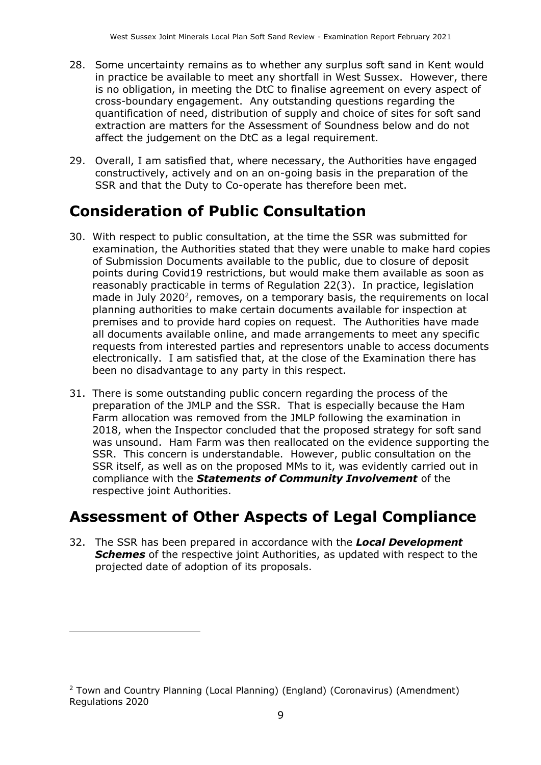28. Some uncertainty remains as to whether any surplus soft sand in Kent would in practice be available to meet any shortfall in West Sussex. However, there is no obligation, in meeting the DtC to finalise agreement on every aspect of cross-boundary engagement. Any outstanding questions regarding the quantification of need, distribution of supply and choice of sites for soft sand extraction are matters for the Assessment of Soundness below and do not affect the judgement on the DtC as a legal requirement.

29. Overall, I am satisfied that, where necessary, the Authorities have engaged constructively, actively and on an on-going basis in the preparation of the SSR and that the Duty to Co-operate has therefore been met.

# Consideration of Public Consultation

30. With respect to public consultation, at the time the SSR was submitted for examination, the Authorities stated that they were unable to make hard copies of Submission Documents available to the public, due to closure of deposit points during Covid19 restrictions, but would make them available as soon as reasonably practicable in terms of Regulation 22(3). In practice, legislation made in July 2020[2], removes, on a temporary basis, the requirements on local planning authorities to make certain documents available for inspection at premises and to provide hard copies on request. The Authorities have made all documents available online, and made arrangements to meet any specific requests from interested parties and representors unable to access documents electronically. I am satisfied that, at the close of the Examination there has been no disadvantage to any party in this respect.

31. There is some outstanding public concern regarding the process of the preparation of the JMLP and the SSR. That is especially because the Ham Farm allocation was removed from the JMLP following the examination in 2018, when the Inspector concluded that the proposed strategy for soft sand was unsound. Ham Farm was then reallocated on the evidence supporting the SSR. This concern is understandable. However, public consultation on the SSR itself, as well as on the proposed MMs to it, was evidently carried out in compliance with the ***Statements of Community Involvement*** of the respective joint Authorities.

# Assessment of Other Aspects of Legal Compliance

32. The SSR has been prepared in accordance with the ***Local Development Schemes*** of the respective joint Authorities, as updated with respect to the projected date of adoption of its proposals.

[2] Town and Country Planning (Local Planning) (England) (Coronavirus) (Amendment) Regulations 2020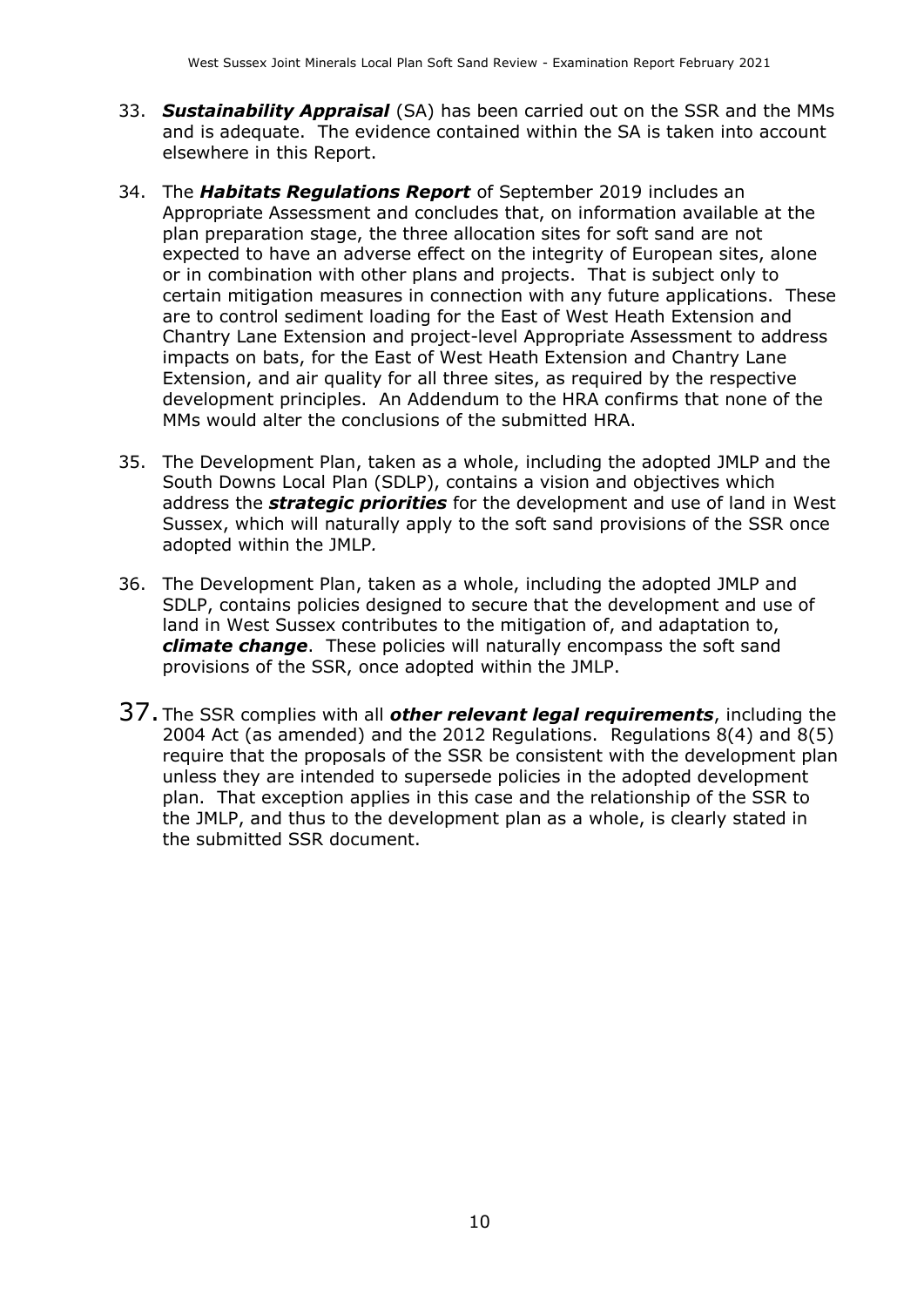33. ***Sustainability Appraisal*** (SA) has been carried out on the SSR and the MMs and is adequate. The evidence contained within the SA is taken into account elsewhere in this Report.

34. The ***Habitats Regulations Report*** of September 2019 includes an Appropriate Assessment and concludes that, on information available at the plan preparation stage, the three allocation sites for soft sand are not expected to have an adverse effect on the integrity of European sites, alone or in combination with other plans and projects. That is subject only to certain mitigation measures in connection with any future applications. These are to control sediment loading for the East of West Heath Extension and Chantry Lane Extension and project-level Appropriate Assessment to address impacts on bats, for the East of West Heath Extension and Chantry Lane Extension, and air quality for all three sites, as required by the respective development principles. An Addendum to the HRA confirms that none of the MMs would alter the conclusions of the submitted HRA.

35. The Development Plan, taken as a whole, including the adopted JMLP and the South Downs Local Plan (SDLP), contains a vision and objectives which address the ***strategic priorities*** for the development and use of land in West Sussex, which will naturally apply to the soft sand provisions of the SSR once adopted within the JMLP*.*

36. The Development Plan, taken as a whole, including the adopted JMLP and SDLP, contains policies designed to secure that the development and use of land in West Sussex contributes to the mitigation of, and adaptation to, ***climate change***. These policies will naturally encompass the soft sand provisions of the SSR, once adopted within the JMLP.

37. The SSR complies with all ***other relevant legal requirements***, including the 2004 Act (as amended) and the 2012 Regulations. Regulations 8(4) and 8(5) require that the proposals of the SSR be consistent with the development plan unless they are intended to supersede policies in the adopted development plan. That exception applies in this case and the relationship of the SSR to the JMLP, and thus to the development plan as a whole, is clearly stated in the submitted SSR document.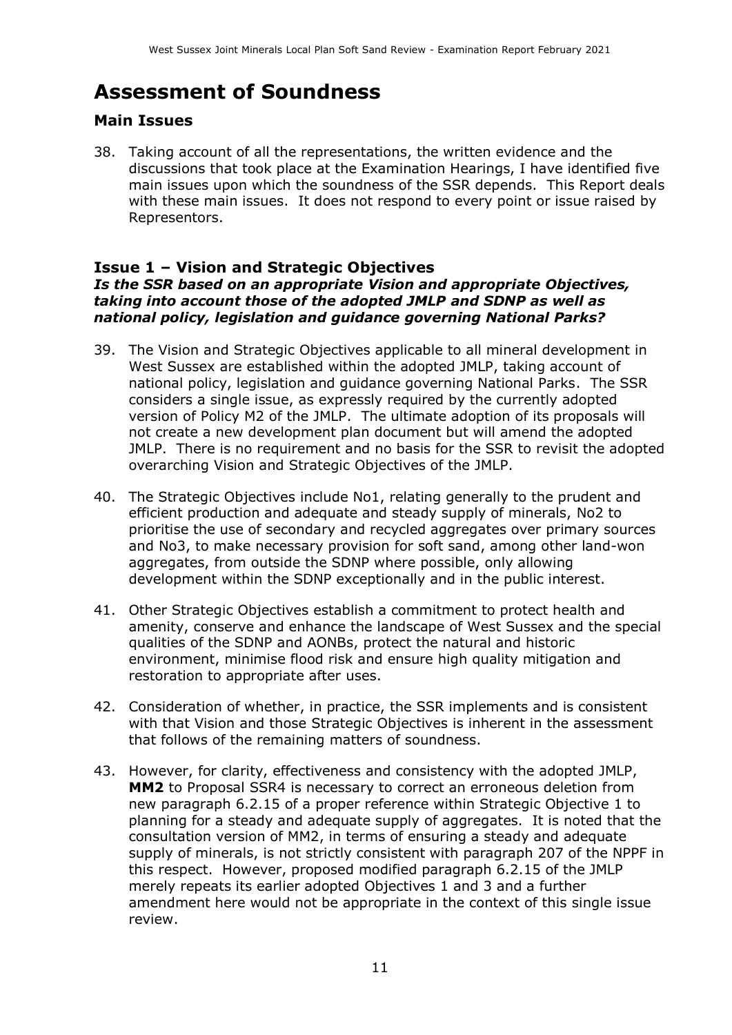# Assessment of Soundness

## Main Issues

38. Taking account of all the representations, the written evidence and the discussions that took place at the Examination Hearings, I have identified five main issues upon which the soundness of the SSR depends. This Report deals with these main issues. It does not respond to every point or issue raised by Representors.

### Issue 1 – Vision and Strategic Objectives

***Is the SSR based on an appropriate Vision and appropriate Objectives, taking into account those of the adopted JMLP and SDNP as well as national policy, legislation and guidance governing National Parks?***

39. The Vision and Strategic Objectives applicable to all mineral development in West Sussex are established within the adopted JMLP, taking account of national policy, legislation and guidance governing National Parks. The SSR considers a single issue, as expressly required by the currently adopted version of Policy M2 of the JMLP. The ultimate adoption of its proposals will not create a new development plan document but will amend the adopted JMLP. There is no requirement and no basis for the SSR to revisit the adopted overarching Vision and Strategic Objectives of the JMLP.

40. The Strategic Objectives include No1, relating generally to the prudent and efficient production and adequate and steady supply of minerals, No2 to prioritise the use of secondary and recycled aggregates over primary sources and No3, to make necessary provision for soft sand, among other land-won aggregates, from outside the SDNP where possible, only allowing development within the SDNP exceptionally and in the public interest.

41. Other Strategic Objectives establish a commitment to protect health and amenity, conserve and enhance the landscape of West Sussex and the special qualities of the SDNP and AONBs, protect the natural and historic environment, minimise flood risk and ensure high quality mitigation and restoration to appropriate after uses.

42. Consideration of whether, in practice, the SSR implements and is consistent with that Vision and those Strategic Objectives is inherent in the assessment that follows of the remaining matters of soundness.

43. However, for clarity, effectiveness and consistency with the adopted JMLP, **MM2** to Proposal SSR4 is necessary to correct an erroneous deletion from new paragraph 6.2.15 of a proper reference within Strategic Objective 1 to planning for a steady and adequate supply of aggregates. It is noted that the consultation version of MM2, in terms of ensuring a steady and adequate supply of minerals, is not strictly consistent with paragraph 207 of the NPPF in this respect. However, proposed modified paragraph 6.2.15 of the JMLP merely repeats its earlier adopted Objectives 1 and 3 and a further amendment here would not be appropriate in the context of this single issue review.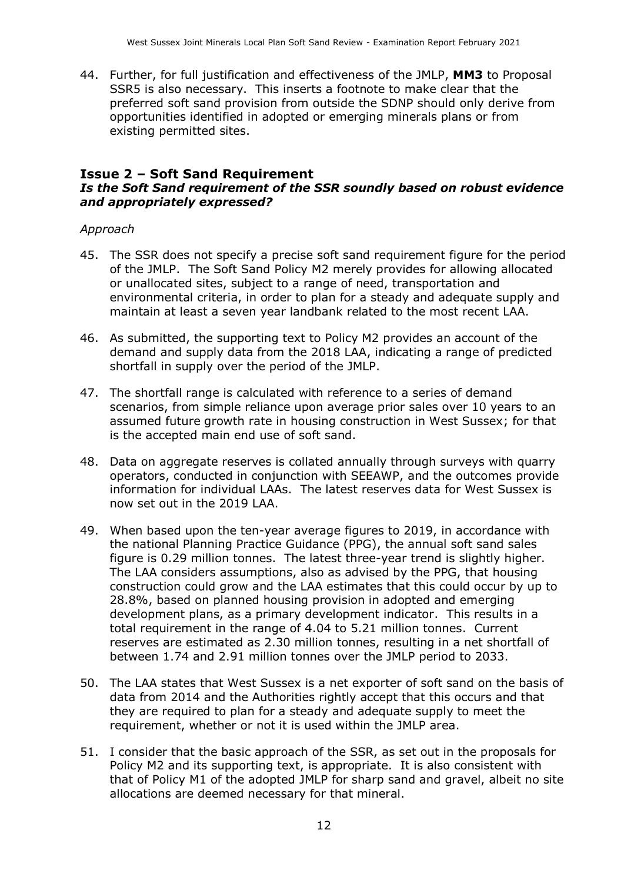44. Further, for full justification and effectiveness of the JMLP, **MM3** to Proposal SSR5 is also necessary. This inserts a footnote to make clear that the preferred soft sand provision from outside the SDNP should only derive from opportunities identified in adopted or emerging minerals plans or from existing permitted sites.

## Issue 2 – Soft Sand Requirement

### *Is the Soft Sand requirement of the SSR soundly based on robust evidence and appropriately expressed?*

*Approach*

45. The SSR does not specify a precise soft sand requirement figure for the period of the JMLP. The Soft Sand Policy M2 merely provides for allowing allocated or unallocated sites, subject to a range of need, transportation and environmental criteria, in order to plan for a steady and adequate supply and maintain at least a seven year landbank related to the most recent LAA.

46. As submitted, the supporting text to Policy M2 provides an account of the demand and supply data from the 2018 LAA, indicating a range of predicted shortfall in supply over the period of the JMLP.

47. The shortfall range is calculated with reference to a series of demand scenarios, from simple reliance upon average prior sales over 10 years to an assumed future growth rate in housing construction in West Sussex; for that is the accepted main end use of soft sand.

48. Data on aggregate reserves is collated annually through surveys with quarry operators, conducted in conjunction with SEEAWP, and the outcomes provide information for individual LAAs. The latest reserves data for West Sussex is now set out in the 2019 LAA.

49. When based upon the ten-year average figures to 2019, in accordance with the national Planning Practice Guidance (PPG), the annual soft sand sales figure is 0.29 million tonnes. The latest three-year trend is slightly higher. The LAA considers assumptions, also as advised by the PPG, that housing construction could grow and the LAA estimates that this could occur by up to 28.8%, based on planned housing provision in adopted and emerging development plans, as a primary development indicator. This results in a total requirement in the range of 4.04 to 5.21 million tonnes. Current reserves are estimated as 2.30 million tonnes, resulting in a net shortfall of between 1.74 and 2.91 million tonnes over the JMLP period to 2033.

50. The LAA states that West Sussex is a net exporter of soft sand on the basis of data from 2014 and the Authorities rightly accept that this occurs and that they are required to plan for a steady and adequate supply to meet the requirement, whether or not it is used within the JMLP area.

51. I consider that the basic approach of the SSR, as set out in the proposals for Policy M2 and its supporting text, is appropriate. It is also consistent with that of Policy M1 of the adopted JMLP for sharp sand and gravel, albeit no site allocations are deemed necessary for that mineral.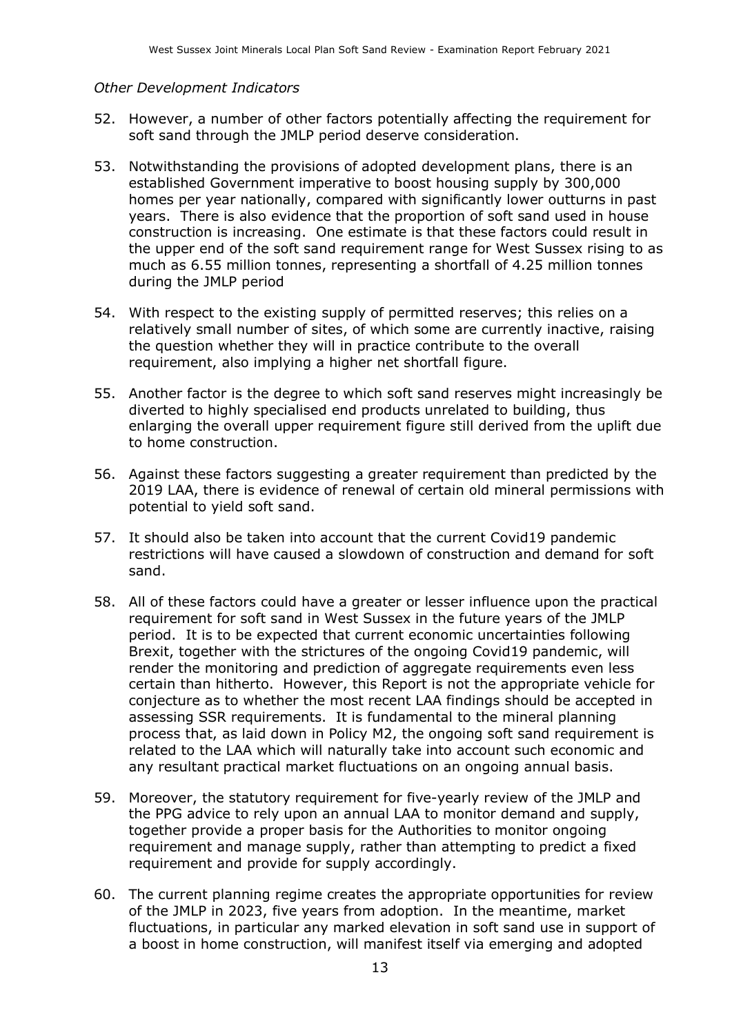*Other Development Indicators*

52. However, a number of other factors potentially affecting the requirement for soft sand through the JMLP period deserve consideration.

53. Notwithstanding the provisions of adopted development plans, there is an established Government imperative to boost housing supply by 300,000 homes per year nationally, compared with significantly lower outturns in past years. There is also evidence that the proportion of soft sand used in house construction is increasing. One estimate is that these factors could result in the upper end of the soft sand requirement range for West Sussex rising to as much as 6.55 million tonnes, representing a shortfall of 4.25 million tonnes during the JMLP period

54. With respect to the existing supply of permitted reserves; this relies on a relatively small number of sites, of which some are currently inactive, raising the question whether they will in practice contribute to the overall requirement, also implying a higher net shortfall figure.

55. Another factor is the degree to which soft sand reserves might increasingly be diverted to highly specialised end products unrelated to building, thus enlarging the overall upper requirement figure still derived from the uplift due to home construction.

56. Against these factors suggesting a greater requirement than predicted by the 2019 LAA, there is evidence of renewal of certain old mineral permissions with potential to yield soft sand.

57. It should also be taken into account that the current Covid19 pandemic restrictions will have caused a slowdown of construction and demand for soft sand.

58. All of these factors could have a greater or lesser influence upon the practical requirement for soft sand in West Sussex in the future years of the JMLP period. It is to be expected that current economic uncertainties following Brexit, together with the strictures of the ongoing Covid19 pandemic, will render the monitoring and prediction of aggregate requirements even less certain than hitherto. However, this Report is not the appropriate vehicle for conjecture as to whether the most recent LAA findings should be accepted in assessing SSR requirements. It is fundamental to the mineral planning process that, as laid down in Policy M2, the ongoing soft sand requirement is related to the LAA which will naturally take into account such economic and any resultant practical market fluctuations on an ongoing annual basis.

59. Moreover, the statutory requirement for five-yearly review of the JMLP and the PPG advice to rely upon an annual LAA to monitor demand and supply, together provide a proper basis for the Authorities to monitor ongoing requirement and manage supply, rather than attempting to predict a fixed requirement and provide for supply accordingly.

60. The current planning regime creates the appropriate opportunities for review of the JMLP in 2023, five years from adoption. In the meantime, market fluctuations, in particular any marked elevation in soft sand use in support of a boost in home construction, will manifest itself via emerging and adopted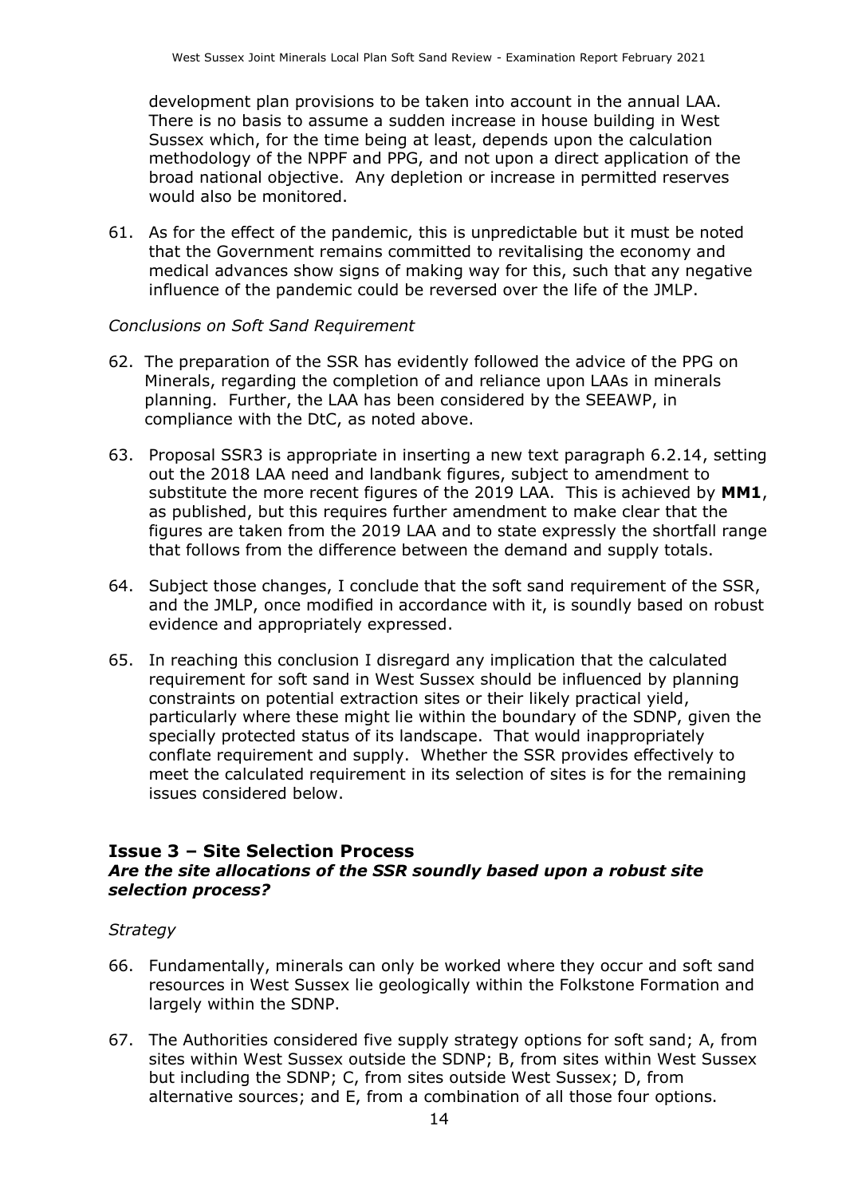development plan provisions to be taken into account in the annual LAA. There is no basis to assume a sudden increase in house building in West Sussex which, for the time being at least, depends upon the calculation methodology of the NPPF and PPG, and not upon a direct application of the broad national objective. Any depletion or increase in permitted reserves would also be monitored.

61. As for the effect of the pandemic, this is unpredictable but it must be noted that the Government remains committed to revitalising the economy and medical advances show signs of making way for this, such that any negative influence of the pandemic could be reversed over the life of the JMLP.

*Conclusions on Soft Sand Requirement*

62. The preparation of the SSR has evidently followed the advice of the PPG on Minerals, regarding the completion of and reliance upon LAAs in minerals planning. Further, the LAA has been considered by the SEEAWP, in compliance with the DtC, as noted above.

63. Proposal SSR3 is appropriate in inserting a new text paragraph 6.2.14, setting out the 2018 LAA need and landbank figures, subject to amendment to substitute the more recent figures of the 2019 LAA. This is achieved by **MM1**, as published, but this requires further amendment to make clear that the figures are taken from the 2019 LAA and to state expressly the shortfall range that follows from the difference between the demand and supply totals.

64. Subject those changes, I conclude that the soft sand requirement of the SSR, and the JMLP, once modified in accordance with it, is soundly based on robust evidence and appropriately expressed.

65. In reaching this conclusion I disregard any implication that the calculated requirement for soft sand in West Sussex should be influenced by planning constraints on potential extraction sites or their likely practical yield, particularly where these might lie within the boundary of the SDNP, given the specially protected status of its landscape. That would inappropriately conflate requirement and supply. Whether the SSR provides effectively to meet the calculated requirement in its selection of sites is for the remaining issues considered below.

## Issue 3 – Site Selection Process

### *Are the site allocations of the SSR soundly based upon a robust site selection process?*

*Strategy*

66. Fundamentally, minerals can only be worked where they occur and soft sand resources in West Sussex lie geologically within the Folkstone Formation and largely within the SDNP.

67. The Authorities considered five supply strategy options for soft sand; A, from sites within West Sussex outside the SDNP; B, from sites within West Sussex but including the SDNP; C, from sites outside West Sussex; D, from alternative sources; and E, from a combination of all those four options.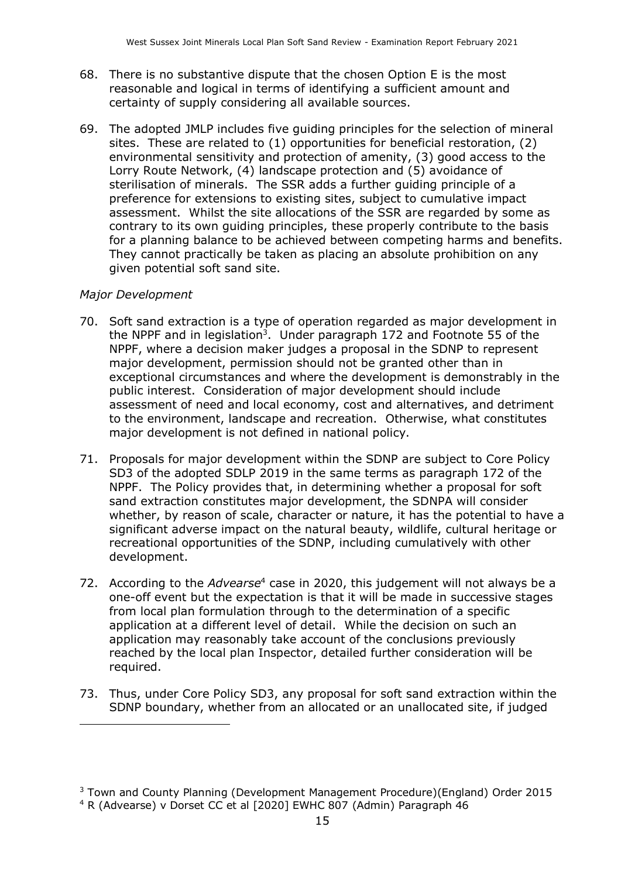68. There is no substantive dispute that the chosen Option E is the most reasonable and logical in terms of identifying a sufficient amount and certainty of supply considering all available sources.

69. The adopted JMLP includes five guiding principles for the selection of mineral sites. These are related to (1) opportunities for beneficial restoration, (2) environmental sensitivity and protection of amenity, (3) good access to the Lorry Route Network, (4) landscape protection and (5) avoidance of sterilisation of minerals. The SSR adds a further guiding principle of a preference for extensions to existing sites, subject to cumulative impact assessment. Whilst the site allocations of the SSR are regarded by some as contrary to its own guiding principles, these properly contribute to the basis for a planning balance to be achieved between competing harms and benefits. They cannot practically be taken as placing an absolute prohibition on any given potential soft sand site.

*Major Development*

70. Soft sand extraction is a type of operation regarded as major development in the NPPF and in legislation[3]. Under paragraph 172 and Footnote 55 of the NPPF, where a decision maker judges a proposal in the SDNP to represent major development, permission should not be granted other than in exceptional circumstances and where the development is demonstrably in the public interest. Consideration of major development should include assessment of need and local economy, cost and alternatives, and detriment to the environment, landscape and recreation. Otherwise, what constitutes major development is not defined in national policy.

71. Proposals for major development within the SDNP are subject to Core Policy SD3 of the adopted SDLP 2019 in the same terms as paragraph 172 of the NPPF. The Policy provides that, in determining whether a proposal for soft sand extraction constitutes major development, the SDNPA will consider whether, by reason of scale, character or nature, it has the potential to have a significant adverse impact on the natural beauty, wildlife, cultural heritage or recreational opportunities of the SDNP, including cumulatively with other development.

72. According to the *Advearse*[4] case in 2020, this judgement will not always be a one-off event but the expectation is that it will be made in successive stages from local plan formulation through to the determination of a specific application at a different level of detail. While the decision on such an application may reasonably take account of the conclusions previously reached by the local plan Inspector, detailed further consideration will be required.

73. Thus, under Core Policy SD3, any proposal for soft sand extraction within the SDNP boundary, whether from an allocated or an unallocated site, if judged

[3] Town and County Planning (Development Management Procedure)(England) Order 2015

[4] R (Advearse) v Dorset CC et al [2020] EWHC 807 (Admin) Paragraph 46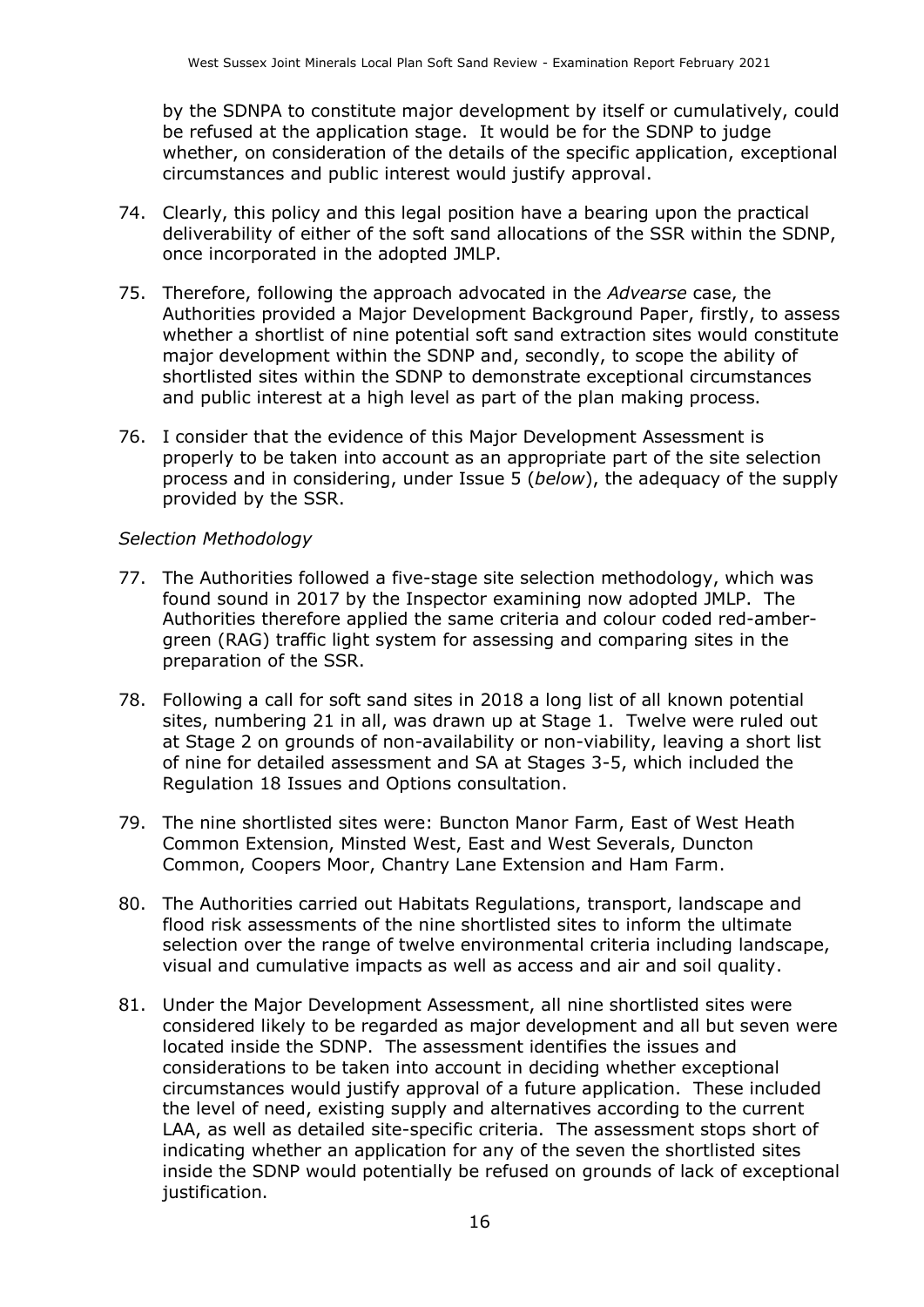by the SDNPA to constitute major development by itself or cumulatively, could be refused at the application stage. It would be for the SDNP to judge whether, on consideration of the details of the specific application, exceptional circumstances and public interest would justify approval.

74. Clearly, this policy and this legal position have a bearing upon the practical deliverability of either of the soft sand allocations of the SSR within the SDNP, once incorporated in the adopted JMLP.

75. Therefore, following the approach advocated in the *Advearse* case, the Authorities provided a Major Development Background Paper, firstly, to assess whether a shortlist of nine potential soft sand extraction sites would constitute major development within the SDNP and, secondly, to scope the ability of shortlisted sites within the SDNP to demonstrate exceptional circumstances and public interest at a high level as part of the plan making process.

76. I consider that the evidence of this Major Development Assessment is properly to be taken into account as an appropriate part of the site selection process and in considering, under Issue 5 (*below*), the adequacy of the supply provided by the SSR.

*Selection Methodology*

77. The Authorities followed a five-stage site selection methodology, which was found sound in 2017 by the Inspector examining now adopted JMLP. The Authorities therefore applied the same criteria and colour coded red-amber-green (RAG) traffic light system for assessing and comparing sites in the preparation of the SSR.

78. Following a call for soft sand sites in 2018 a long list of all known potential sites, numbering 21 in all, was drawn up at Stage 1. Twelve were ruled out at Stage 2 on grounds of non-availability or non-viability, leaving a short list of nine for detailed assessment and SA at Stages 3-5, which included the Regulation 18 Issues and Options consultation.

79. The nine shortlisted sites were: Buncton Manor Farm, East of West Heath Common Extension, Minsted West, East and West Severals, Duncton Common, Coopers Moor, Chantry Lane Extension and Ham Farm.

80. The Authorities carried out Habitats Regulations, transport, landscape and flood risk assessments of the nine shortlisted sites to inform the ultimate selection over the range of twelve environmental criteria including landscape, visual and cumulative impacts as well as access and air and soil quality.

81. Under the Major Development Assessment, all nine shortlisted sites were considered likely to be regarded as major development and all but seven were located inside the SDNP. The assessment identifies the issues and considerations to be taken into account in deciding whether exceptional circumstances would justify approval of a future application. These included the level of need, existing supply and alternatives according to the current LAA, as well as detailed site-specific criteria. The assessment stops short of indicating whether an application for any of the seven the shortlisted sites inside the SDNP would potentially be refused on grounds of lack of exceptional justification.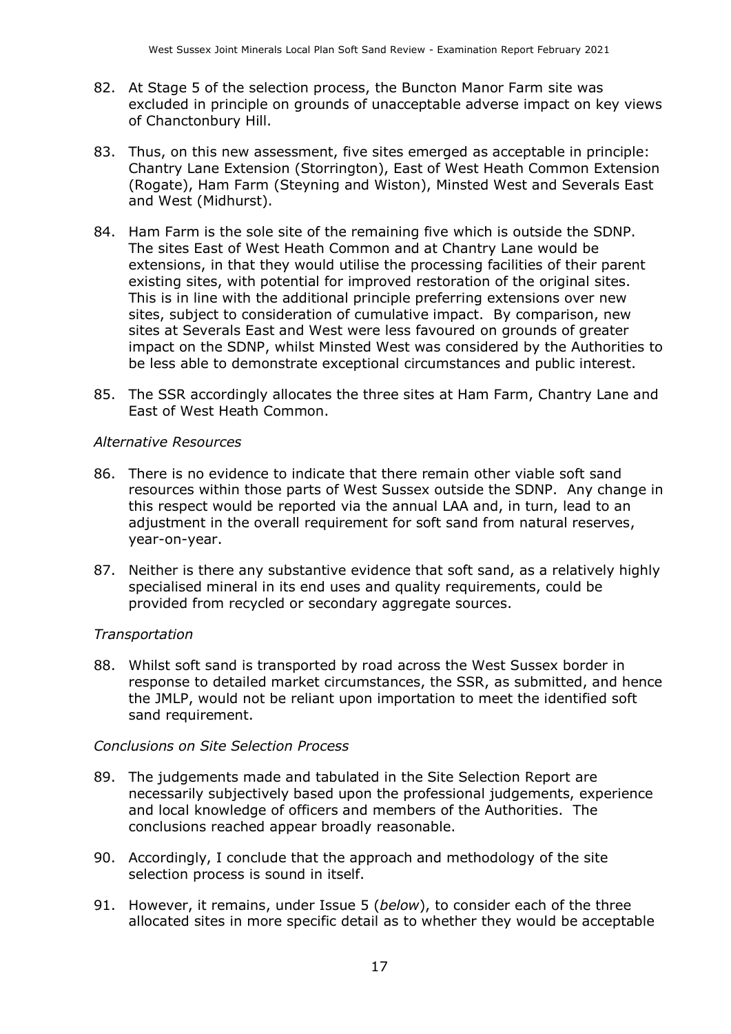82. At Stage 5 of the selection process, the Buncton Manor Farm site was excluded in principle on grounds of unacceptable adverse impact on key views of Chanctonbury Hill.

83. Thus, on this new assessment, five sites emerged as acceptable in principle: Chantry Lane Extension (Storrington), East of West Heath Common Extension (Rogate), Ham Farm (Steyning and Wiston), Minsted West and Severals East and West (Midhurst).

84. Ham Farm is the sole site of the remaining five which is outside the SDNP. The sites East of West Heath Common and at Chantry Lane would be extensions, in that they would utilise the processing facilities of their parent existing sites, with potential for improved restoration of the original sites. This is in line with the additional principle preferring extensions over new sites, subject to consideration of cumulative impact. By comparison, new sites at Severals East and West were less favoured on grounds of greater impact on the SDNP, whilst Minsted West was considered by the Authorities to be less able to demonstrate exceptional circumstances and public interest.

85. The SSR accordingly allocates the three sites at Ham Farm, Chantry Lane and East of West Heath Common.

*Alternative Resources*

86. There is no evidence to indicate that there remain other viable soft sand resources within those parts of West Sussex outside the SDNP. Any change in this respect would be reported via the annual LAA and, in turn, lead to an adjustment in the overall requirement for soft sand from natural reserves, year-on-year.

87. Neither is there any substantive evidence that soft sand, as a relatively highly specialised mineral in its end uses and quality requirements, could be provided from recycled or secondary aggregate sources.

*Transportation*

88. Whilst soft sand is transported by road across the West Sussex border in response to detailed market circumstances, the SSR, as submitted, and hence the JMLP, would not be reliant upon importation to meet the identified soft sand requirement.

*Conclusions on Site Selection Process*

89. The judgements made and tabulated in the Site Selection Report are necessarily subjectively based upon the professional judgements, experience and local knowledge of officers and members of the Authorities. The conclusions reached appear broadly reasonable.

90. Accordingly, I conclude that the approach and methodology of the site selection process is sound in itself.

91. However, it remains, under Issue 5 (*below*), to consider each of the three allocated sites in more specific detail as to whether they would be acceptable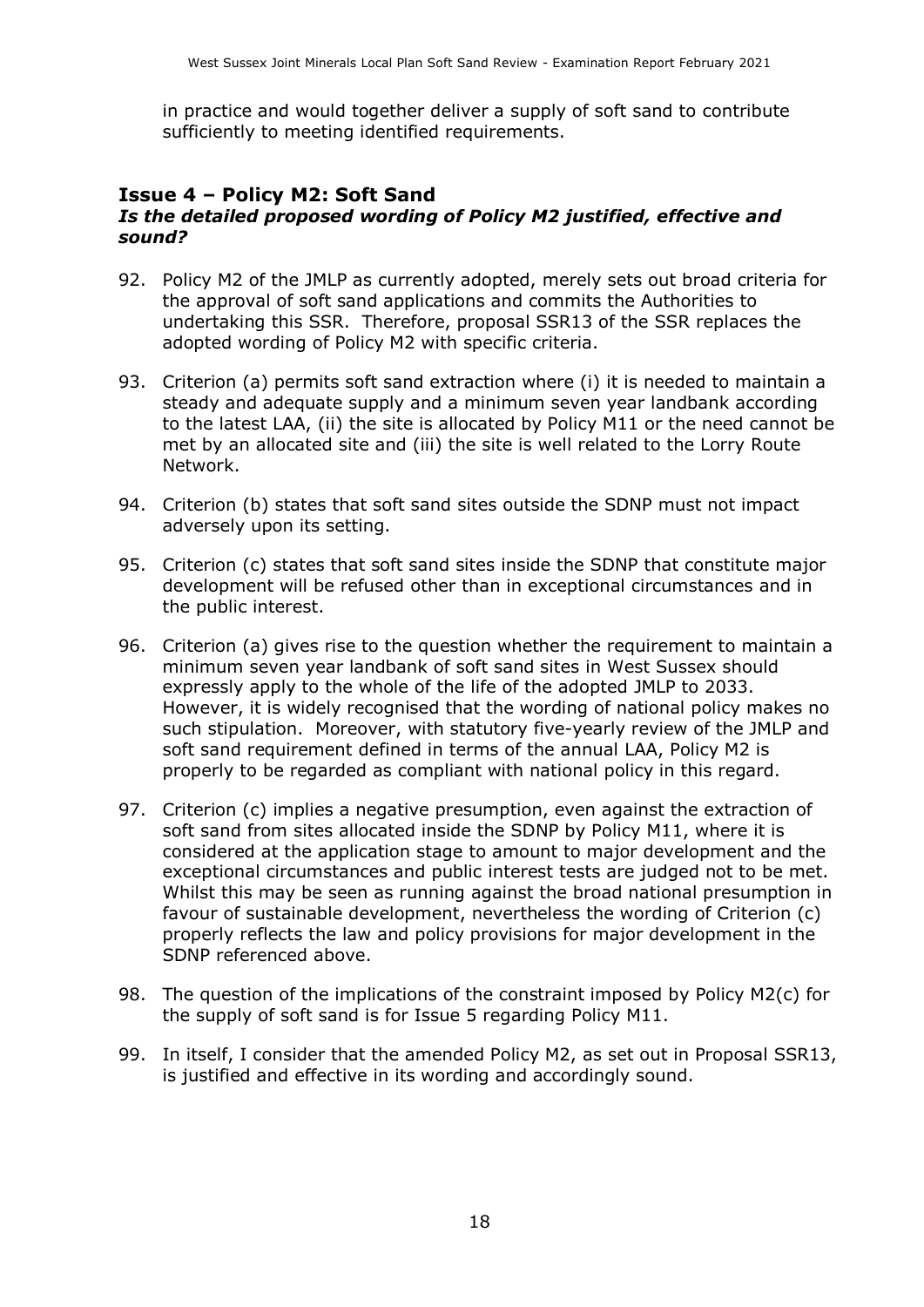in practice and would together deliver a supply of soft sand to contribute sufficiently to meeting identified requirements.

## Issue 4 – Policy M2: Soft Sand

***Is the detailed proposed wording of Policy M2 justified, effective and sound?***

92. Policy M2 of the JMLP as currently adopted, merely sets out broad criteria for the approval of soft sand applications and commits the Authorities to undertaking this SSR. Therefore, proposal SSR13 of the SSR replaces the adopted wording of Policy M2 with specific criteria.

93. Criterion (a) permits soft sand extraction where (i) it is needed to maintain a steady and adequate supply and a minimum seven year landbank according to the latest LAA, (ii) the site is allocated by Policy M11 or the need cannot be met by an allocated site and (iii) the site is well related to the Lorry Route Network.

94. Criterion (b) states that soft sand sites outside the SDNP must not impact adversely upon its setting.

95. Criterion (c) states that soft sand sites inside the SDNP that constitute major development will be refused other than in exceptional circumstances and in the public interest.

96. Criterion (a) gives rise to the question whether the requirement to maintain a minimum seven year landbank of soft sand sites in West Sussex should expressly apply to the whole of the life of the adopted JMLP to 2033. However, it is widely recognised that the wording of national policy makes no such stipulation. Moreover, with statutory five-yearly review of the JMLP and soft sand requirement defined in terms of the annual LAA, Policy M2 is properly to be regarded as compliant with national policy in this regard.

97. Criterion (c) implies a negative presumption, even against the extraction of soft sand from sites allocated inside the SDNP by Policy M11, where it is considered at the application stage to amount to major development and the exceptional circumstances and public interest tests are judged not to be met. Whilst this may be seen as running against the broad national presumption in favour of sustainable development, nevertheless the wording of Criterion (c) properly reflects the law and policy provisions for major development in the SDNP referenced above.

98. The question of the implications of the constraint imposed by Policy M2(c) for the supply of soft sand is for Issue 5 regarding Policy M11.

99. In itself, I consider that the amended Policy M2, as set out in Proposal SSR13, is justified and effective in its wording and accordingly sound.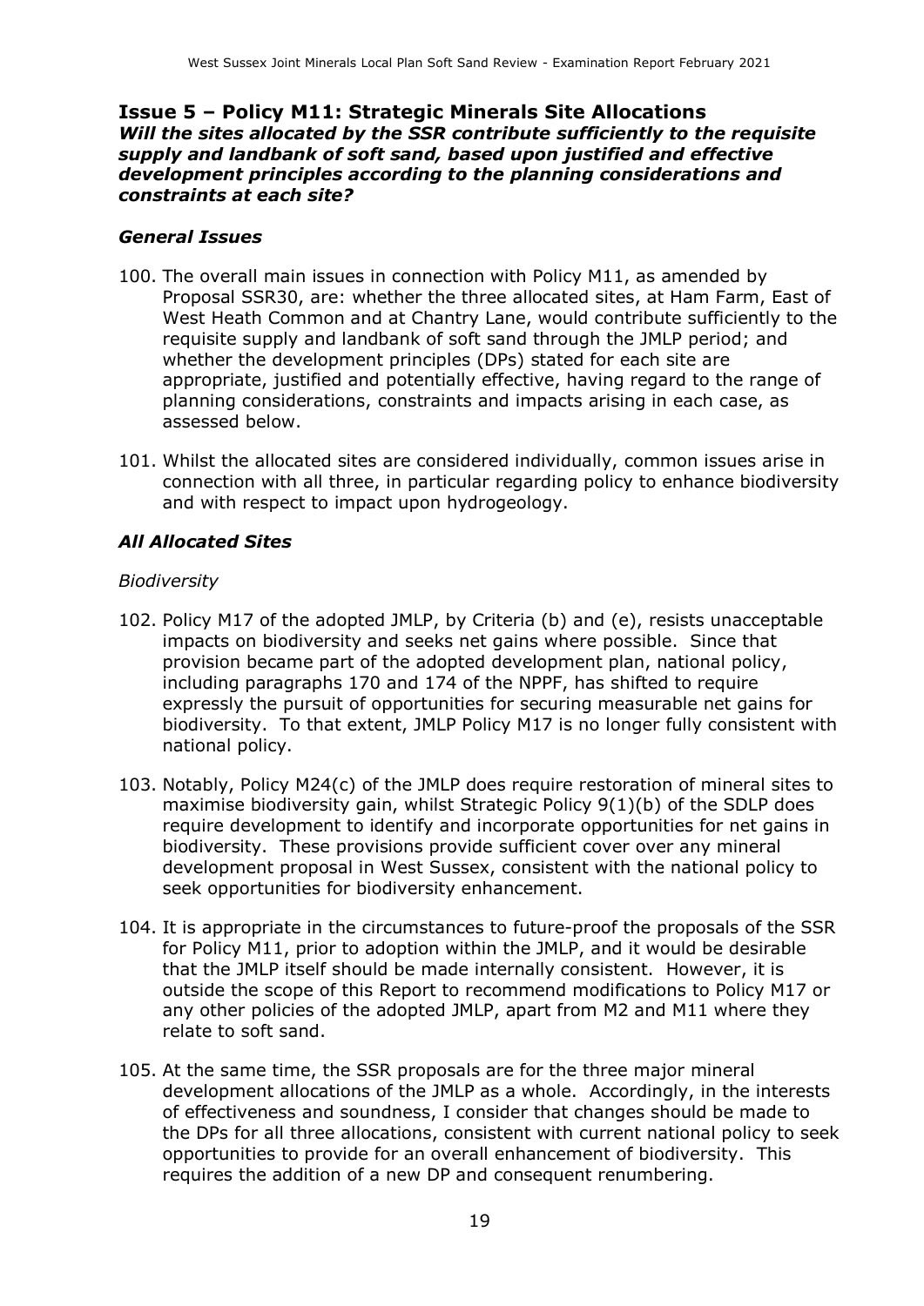## Issue 5 – Policy M11: Strategic Minerals Site Allocations

***Will the sites allocated by the SSR contribute sufficiently to the requisite supply and landbank of soft sand, based upon justified and effective development principles according to the planning considerations and constraints at each site?***

### *General Issues*

100. The overall main issues in connection with Policy M11, as amended by Proposal SSR30, are: whether the three allocated sites, at Ham Farm, East of West Heath Common and at Chantry Lane, would contribute sufficiently to the requisite supply and landbank of soft sand through the JMLP period; and whether the development principles (DPs) stated for each site are appropriate, justified and potentially effective, having regard to the range of planning considerations, constraints and impacts arising in each case, as assessed below.

101. Whilst the allocated sites are considered individually, common issues arise in connection with all three, in particular regarding policy to enhance biodiversity and with respect to impact upon hydrogeology.

### *All Allocated Sites*

*Biodiversity*

102. Policy M17 of the adopted JMLP, by Criteria (b) and (e), resists unacceptable impacts on biodiversity and seeks net gains where possible. Since that provision became part of the adopted development plan, national policy, including paragraphs 170 and 174 of the NPPF, has shifted to require expressly the pursuit of opportunities for securing measurable net gains for biodiversity. To that extent, JMLP Policy M17 is no longer fully consistent with national policy.

103. Notably, Policy M24(c) of the JMLP does require restoration of mineral sites to maximise biodiversity gain, whilst Strategic Policy 9(1)(b) of the SDLP does require development to identify and incorporate opportunities for net gains in biodiversity. These provisions provide sufficient cover over any mineral development proposal in West Sussex, consistent with the national policy to seek opportunities for biodiversity enhancement.

104. It is appropriate in the circumstances to future-proof the proposals of the SSR for Policy M11, prior to adoption within the JMLP, and it would be desirable that the JMLP itself should be made internally consistent. However, it is outside the scope of this Report to recommend modifications to Policy M17 or any other policies of the adopted JMLP, apart from M2 and M11 where they relate to soft sand.

105. At the same time, the SSR proposals are for the three major mineral development allocations of the JMLP as a whole. Accordingly, in the interests of effectiveness and soundness, I consider that changes should be made to the DPs for all three allocations, consistent with current national policy to seek opportunities to provide for an overall enhancement of biodiversity. This requires the addition of a new DP and consequent renumbering.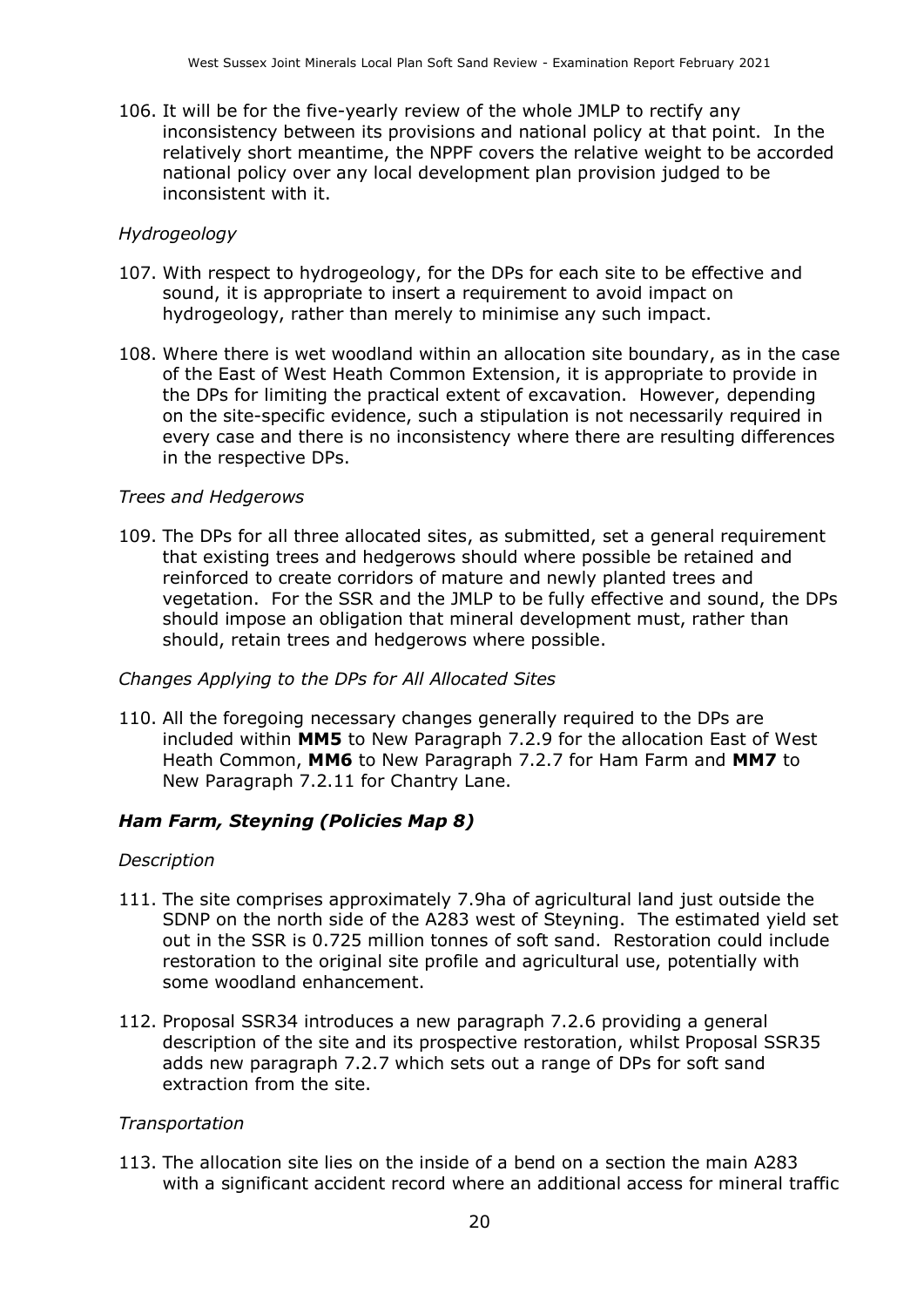106. It will be for the five-yearly review of the whole JMLP to rectify any inconsistency between its provisions and national policy at that point. In the relatively short meantime, the NPPF covers the relative weight to be accorded national policy over any local development plan provision judged to be inconsistent with it.

*Hydrogeology*

107. With respect to hydrogeology, for the DPs for each site to be effective and sound, it is appropriate to insert a requirement to avoid impact on hydrogeology, rather than merely to minimise any such impact.

108. Where there is wet woodland within an allocation site boundary, as in the case of the East of West Heath Common Extension, it is appropriate to provide in the DPs for limiting the practical extent of excavation. However, depending on the site-specific evidence, such a stipulation is not necessarily required in every case and there is no inconsistency where there are resulting differences in the respective DPs.

*Trees and Hedgerows*

109. The DPs for all three allocated sites, as submitted, set a general requirement that existing trees and hedgerows should where possible be retained and reinforced to create corridors of mature and newly planted trees and vegetation. For the SSR and the JMLP to be fully effective and sound, the DPs should impose an obligation that mineral development must, rather than should, retain trees and hedgerows where possible.

*Changes Applying to the DPs for All Allocated Sites*

110. All the foregoing necessary changes generally required to the DPs are included within **MM5** to New Paragraph 7.2.9 for the allocation East of West Heath Common, **MM6** to New Paragraph 7.2.7 for Ham Farm and **MM7** to New Paragraph 7.2.11 for Chantry Lane.

### *Ham Farm, Steyning (Policies Map 8)*

*Description*

111. The site comprises approximately 7.9ha of agricultural land just outside the SDNP on the north side of the A283 west of Steyning. The estimated yield set out in the SSR is 0.725 million tonnes of soft sand. Restoration could include restoration to the original site profile and agricultural use, potentially with some woodland enhancement.

112. Proposal SSR34 introduces a new paragraph 7.2.6 providing a general description of the site and its prospective restoration, whilst Proposal SSR35 adds new paragraph 7.2.7 which sets out a range of DPs for soft sand extraction from the site.

*Transportation*

113. The allocation site lies on the inside of a bend on a section the main A283 with a significant accident record where an additional access for mineral traffic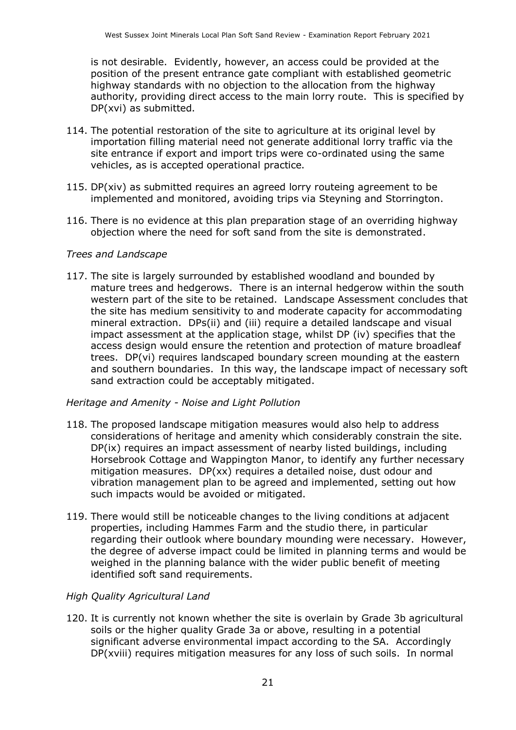is not desirable. Evidently, however, an access could be provided at the position of the present entrance gate compliant with established geometric highway standards with no objection to the allocation from the highway authority, providing direct access to the main lorry route. This is specified by DP(xvi) as submitted.

114. The potential restoration of the site to agriculture at its original level by importation filling material need not generate additional lorry traffic via the site entrance if export and import trips were co-ordinated using the same vehicles, as is accepted operational practice.

115. DP(xiv) as submitted requires an agreed lorry routeing agreement to be implemented and monitored, avoiding trips via Steyning and Storrington.

116. There is no evidence at this plan preparation stage of an overriding highway objection where the need for soft sand from the site is demonstrated.

*Trees and Landscape*

117. The site is largely surrounded by established woodland and bounded by mature trees and hedgerows. There is an internal hedgerow within the south western part of the site to be retained. Landscape Assessment concludes that the site has medium sensitivity to and moderate capacity for accommodating mineral extraction. DPs(ii) and (iii) require a detailed landscape and visual impact assessment at the application stage, whilst DP (iv) specifies that the access design would ensure the retention and protection of mature broadleaf trees. DP(vi) requires landscaped boundary screen mounding at the eastern and southern boundaries. In this way, the landscape impact of necessary soft sand extraction could be acceptably mitigated.

*Heritage and Amenity - Noise and Light Pollution*

118. The proposed landscape mitigation measures would also help to address considerations of heritage and amenity which considerably constrain the site. DP(ix) requires an impact assessment of nearby listed buildings, including Horsebrook Cottage and Wappington Manor, to identify any further necessary mitigation measures. DP(xx) requires a detailed noise, dust odour and vibration management plan to be agreed and implemented, setting out how such impacts would be avoided or mitigated.

119. There would still be noticeable changes to the living conditions at adjacent properties, including Hammes Farm and the studio there, in particular regarding their outlook where boundary mounding were necessary. However, the degree of adverse impact could be limited in planning terms and would be weighed in the planning balance with the wider public benefit of meeting identified soft sand requirements.

*High Quality Agricultural Land*

120. It is currently not known whether the site is overlain by Grade 3b agricultural soils or the higher quality Grade 3a or above, resulting in a potential significant adverse environmental impact according to the SA. Accordingly DP(xviii) requires mitigation measures for any loss of such soils. In normal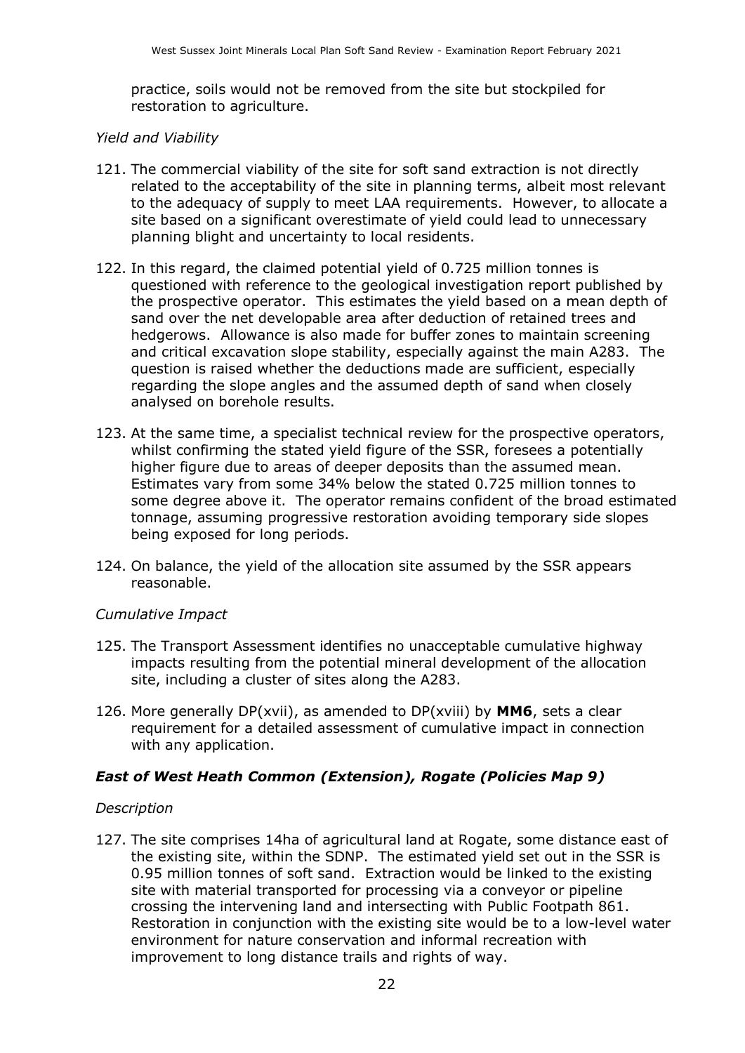practice, soils would not be removed from the site but stockpiled for restoration to agriculture.

*Yield and Viability*

121. The commercial viability of the site for soft sand extraction is not directly related to the acceptability of the site in planning terms, albeit most relevant to the adequacy of supply to meet LAA requirements. However, to allocate a site based on a significant overestimate of yield could lead to unnecessary planning blight and uncertainty to local residents.

122. In this regard, the claimed potential yield of 0.725 million tonnes is questioned with reference to the geological investigation report published by the prospective operator. This estimates the yield based on a mean depth of sand over the net developable area after deduction of retained trees and hedgerows. Allowance is also made for buffer zones to maintain screening and critical excavation slope stability, especially against the main A283. The question is raised whether the deductions made are sufficient, especially regarding the slope angles and the assumed depth of sand when closely analysed on borehole results.

123. At the same time, a specialist technical review for the prospective operators, whilst confirming the stated yield figure of the SSR, foresees a potentially higher figure due to areas of deeper deposits than the assumed mean. Estimates vary from some 34% below the stated 0.725 million tonnes to some degree above it. The operator remains confident of the broad estimated tonnage, assuming progressive restoration avoiding temporary side slopes being exposed for long periods.

124. On balance, the yield of the allocation site assumed by the SSR appears reasonable.

*Cumulative Impact*

125. The Transport Assessment identifies no unacceptable cumulative highway impacts resulting from the potential mineral development of the allocation site, including a cluster of sites along the A283.

126. More generally DP(xvii), as amended to DP(xviii) by **MM6**, sets a clear requirement for a detailed assessment of cumulative impact in connection with any application.

### *East of West Heath Common (Extension), Rogate (Policies Map 9)*

*Description*

127. The site comprises 14ha of agricultural land at Rogate, some distance east of the existing site, within the SDNP. The estimated yield set out in the SSR is 0.95 million tonnes of soft sand. Extraction would be linked to the existing site with material transported for processing via a conveyor or pipeline crossing the intervening land and intersecting with Public Footpath 861. Restoration in conjunction with the existing site would be to a low-level water environment for nature conservation and informal recreation with improvement to long distance trails and rights of way.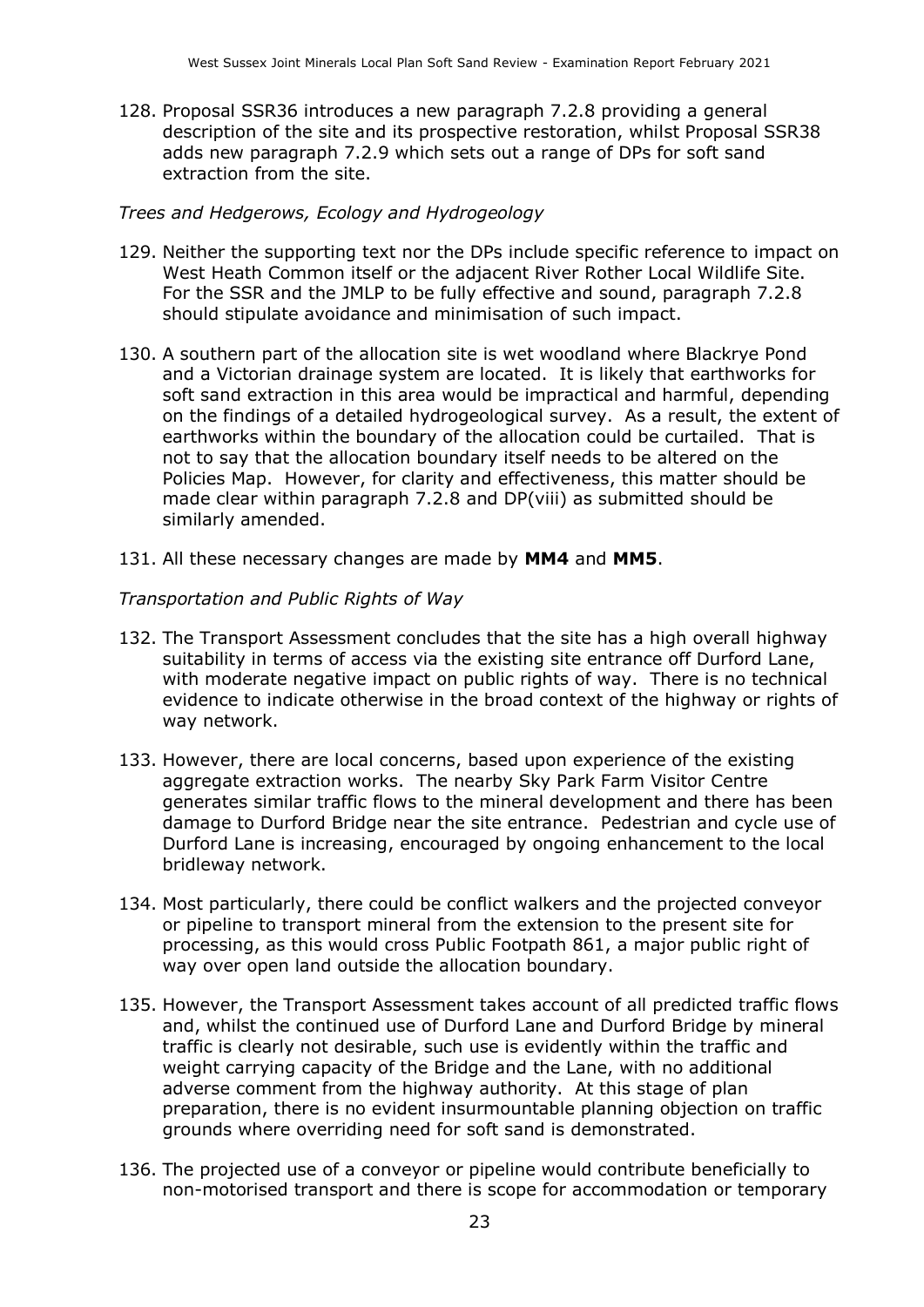128. Proposal SSR36 introduces a new paragraph 7.2.8 providing a general description of the site and its prospective restoration, whilst Proposal SSR38 adds new paragraph 7.2.9 which sets out a range of DPs for soft sand extraction from the site.

*Trees and Hedgerows, Ecology and Hydrogeology*

129. Neither the supporting text nor the DPs include specific reference to impact on West Heath Common itself or the adjacent River Rother Local Wildlife Site. For the SSR and the JMLP to be fully effective and sound, paragraph 7.2.8 should stipulate avoidance and minimisation of such impact.

130. A southern part of the allocation site is wet woodland where Blackrye Pond and a Victorian drainage system are located. It is likely that earthworks for soft sand extraction in this area would be impractical and harmful, depending on the findings of a detailed hydrogeological survey. As a result, the extent of earthworks within the boundary of the allocation could be curtailed. That is not to say that the allocation boundary itself needs to be altered on the Policies Map. However, for clarity and effectiveness, this matter should be made clear within paragraph 7.2.8 and DP(viii) as submitted should be similarly amended.

131. All these necessary changes are made by **MM4** and **MM5**.

*Transportation and Public Rights of Way*

132. The Transport Assessment concludes that the site has a high overall highway suitability in terms of access via the existing site entrance off Durford Lane, with moderate negative impact on public rights of way. There is no technical evidence to indicate otherwise in the broad context of the highway or rights of way network.

133. However, there are local concerns, based upon experience of the existing aggregate extraction works. The nearby Sky Park Farm Visitor Centre generates similar traffic flows to the mineral development and there has been damage to Durford Bridge near the site entrance. Pedestrian and cycle use of Durford Lane is increasing, encouraged by ongoing enhancement to the local bridleway network.

134. Most particularly, there could be conflict walkers and the projected conveyor or pipeline to transport mineral from the extension to the present site for processing, as this would cross Public Footpath 861, a major public right of way over open land outside the allocation boundary.

135. However, the Transport Assessment takes account of all predicted traffic flows and, whilst the continued use of Durford Lane and Durford Bridge by mineral traffic is clearly not desirable, such use is evidently within the traffic and weight carrying capacity of the Bridge and the Lane, with no additional adverse comment from the highway authority. At this stage of plan preparation, there is no evident insurmountable planning objection on traffic grounds where overriding need for soft sand is demonstrated.

136. The projected use of a conveyor or pipeline would contribute beneficially to non-motorised transport and there is scope for accommodation or temporary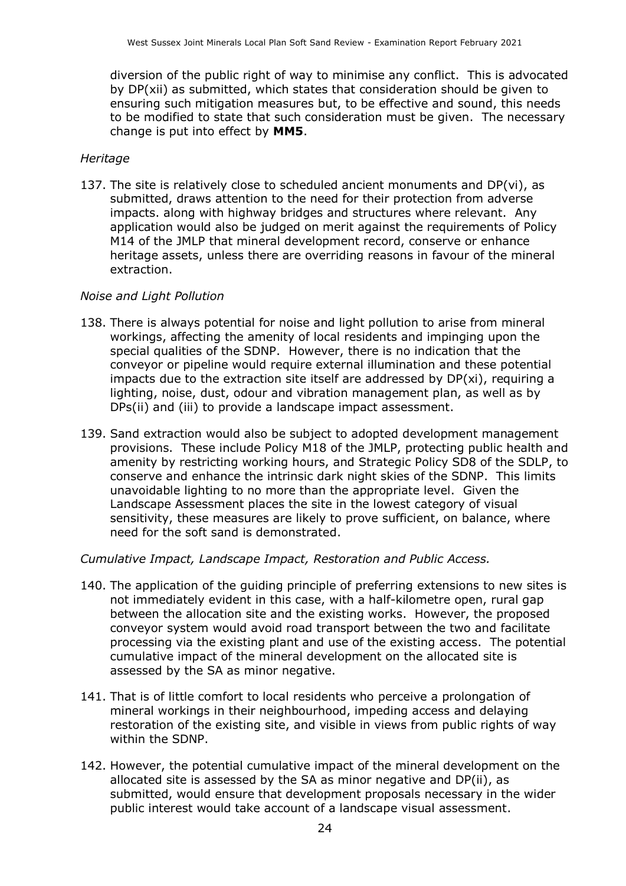diversion of the public right of way to minimise any conflict. This is advocated by DP(xii) as submitted, which states that consideration should be given to ensuring such mitigation measures but, to be effective and sound, this needs to be modified to state that such consideration must be given. The necessary change is put into effect by **MM5**.

*Heritage*

137. The site is relatively close to scheduled ancient monuments and DP(vi), as submitted, draws attention to the need for their protection from adverse impacts. along with highway bridges and structures where relevant. Any application would also be judged on merit against the requirements of Policy M14 of the JMLP that mineral development record, conserve or enhance heritage assets, unless there are overriding reasons in favour of the mineral extraction.

*Noise and Light Pollution*

138. There is always potential for noise and light pollution to arise from mineral workings, affecting the amenity of local residents and impinging upon the special qualities of the SDNP. However, there is no indication that the conveyor or pipeline would require external illumination and these potential impacts due to the extraction site itself are addressed by DP(xi), requiring a lighting, noise, dust, odour and vibration management plan, as well as by DPs(ii) and (iii) to provide a landscape impact assessment.

139. Sand extraction would also be subject to adopted development management provisions. These include Policy M18 of the JMLP, protecting public health and amenity by restricting working hours, and Strategic Policy SD8 of the SDLP, to conserve and enhance the intrinsic dark night skies of the SDNP. This limits unavoidable lighting to no more than the appropriate level. Given the Landscape Assessment places the site in the lowest category of visual sensitivity, these measures are likely to prove sufficient, on balance, where need for the soft sand is demonstrated.

*Cumulative Impact, Landscape Impact, Restoration and Public Access.*

140. The application of the guiding principle of preferring extensions to new sites is not immediately evident in this case, with a half-kilometre open, rural gap between the allocation site and the existing works. However, the proposed conveyor system would avoid road transport between the two and facilitate processing via the existing plant and use of the existing access. The potential cumulative impact of the mineral development on the allocated site is assessed by the SA as minor negative.

141. That is of little comfort to local residents who perceive a prolongation of mineral workings in their neighbourhood, impeding access and delaying restoration of the existing site, and visible in views from public rights of way within the SDNP.

142. However, the potential cumulative impact of the mineral development on the allocated site is assessed by the SA as minor negative and DP(ii), as submitted, would ensure that development proposals necessary in the wider public interest would take account of a landscape visual assessment.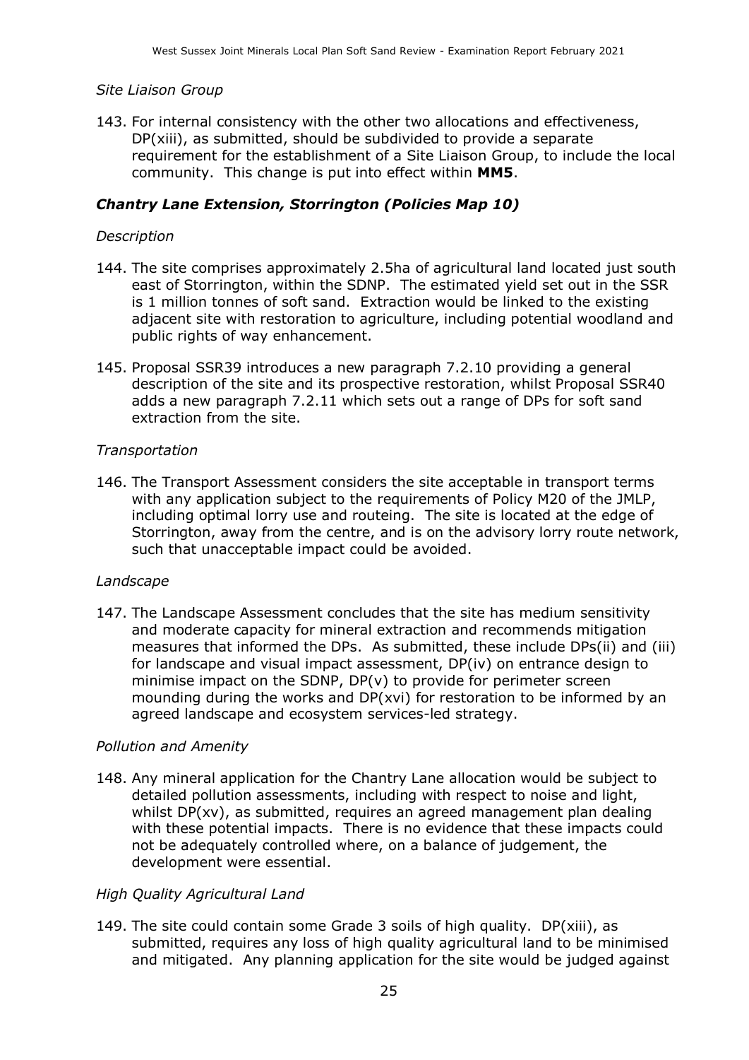*Site Liaison Group*

143. For internal consistency with the other two allocations and effectiveness, DP(xiii), as submitted, should be subdivided to provide a separate requirement for the establishment of a Site Liaison Group, to include the local community. This change is put into effect within **MM5**.

### *Chantry Lane Extension, Storrington (Policies Map 10)*

*Description*

144. The site comprises approximately 2.5ha of agricultural land located just south east of Storrington, within the SDNP. The estimated yield set out in the SSR is 1 million tonnes of soft sand. Extraction would be linked to the existing adjacent site with restoration to agriculture, including potential woodland and public rights of way enhancement.

145. Proposal SSR39 introduces a new paragraph 7.2.10 providing a general description of the site and its prospective restoration, whilst Proposal SSR40 adds a new paragraph 7.2.11 which sets out a range of DPs for soft sand extraction from the site.

*Transportation*

146. The Transport Assessment considers the site acceptable in transport terms with any application subject to the requirements of Policy M20 of the JMLP, including optimal lorry use and routeing. The site is located at the edge of Storrington, away from the centre, and is on the advisory lorry route network, such that unacceptable impact could be avoided.

*Landscape*

147. The Landscape Assessment concludes that the site has medium sensitivity and moderate capacity for mineral extraction and recommends mitigation measures that informed the DPs. As submitted, these include DPs(ii) and (iii) for landscape and visual impact assessment, DP(iv) on entrance design to minimise impact on the SDNP, DP(v) to provide for perimeter screen mounding during the works and DP(xvi) for restoration to be informed by an agreed landscape and ecosystem services-led strategy.

*Pollution and Amenity*

148. Any mineral application for the Chantry Lane allocation would be subject to detailed pollution assessments, including with respect to noise and light, whilst DP(xv), as submitted, requires an agreed management plan dealing with these potential impacts. There is no evidence that these impacts could not be adequately controlled where, on a balance of judgement, the development were essential.

*High Quality Agricultural Land*

149. The site could contain some Grade 3 soils of high quality. DP(xiii), as submitted, requires any loss of high quality agricultural land to be minimised and mitigated. Any planning application for the site would be judged against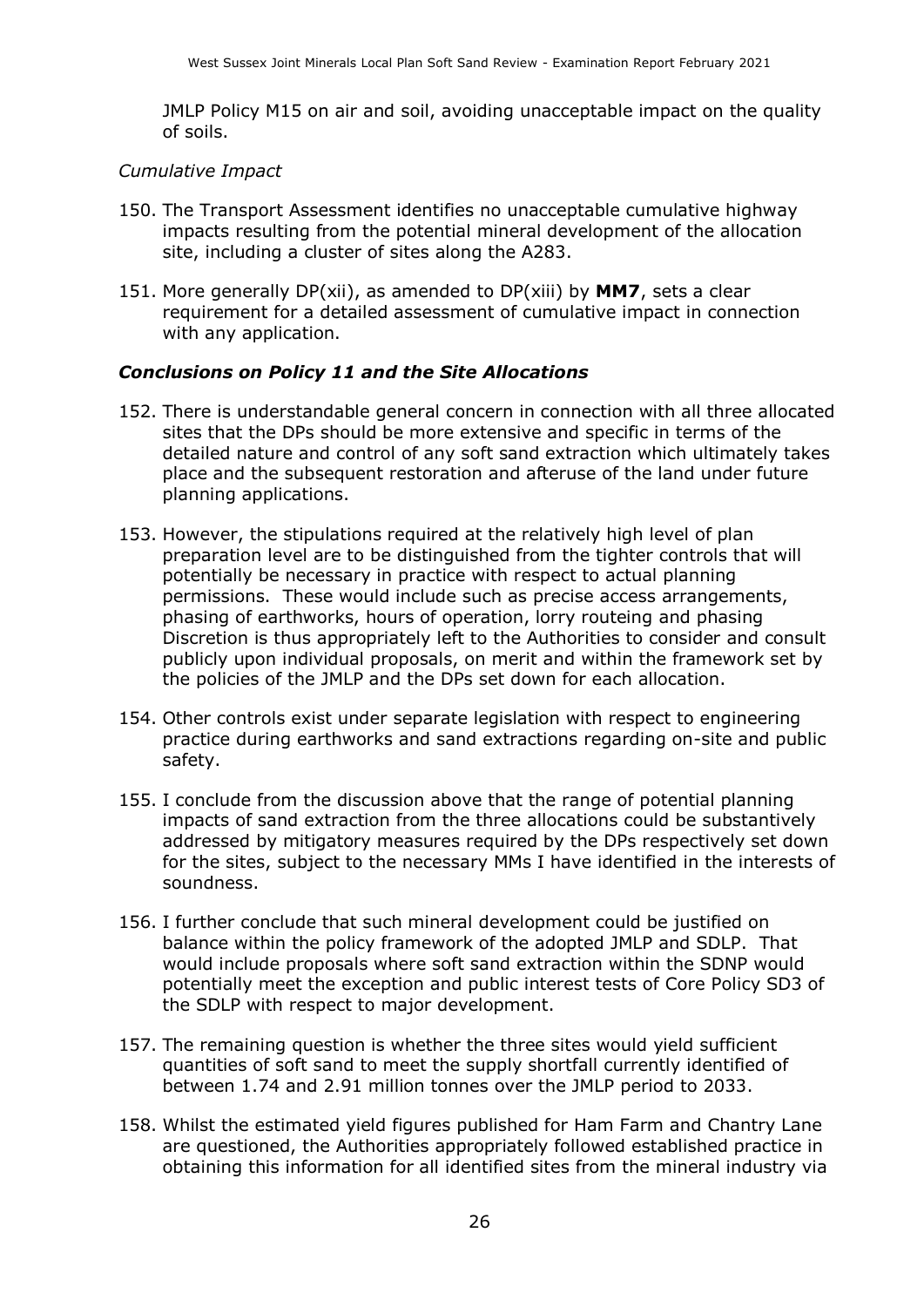JMLP Policy M15 on air and soil, avoiding unacceptable impact on the quality of soils.

*Cumulative Impact*

150. The Transport Assessment identifies no unacceptable cumulative highway impacts resulting from the potential mineral development of the allocation site, including a cluster of sites along the A283.

151. More generally DP(xii), as amended to DP(xiii) by **MM7**, sets a clear requirement for a detailed assessment of cumulative impact in connection with any application.

### *Conclusions on Policy 11 and the Site Allocations*

152. There is understandable general concern in connection with all three allocated sites that the DPs should be more extensive and specific in terms of the detailed nature and control of any soft sand extraction which ultimately takes place and the subsequent restoration and afteruse of the land under future planning applications.

153. However, the stipulations required at the relatively high level of plan preparation level are to be distinguished from the tighter controls that will potentially be necessary in practice with respect to actual planning permissions. These would include such as precise access arrangements, phasing of earthworks, hours of operation, lorry routeing and phasing Discretion is thus appropriately left to the Authorities to consider and consult publicly upon individual proposals, on merit and within the framework set by the policies of the JMLP and the DPs set down for each allocation.

154. Other controls exist under separate legislation with respect to engineering practice during earthworks and sand extractions regarding on-site and public safety.

155. I conclude from the discussion above that the range of potential planning impacts of sand extraction from the three allocations could be substantively addressed by mitigatory measures required by the DPs respectively set down for the sites, subject to the necessary MMs I have identified in the interests of soundness.

156. I further conclude that such mineral development could be justified on balance within the policy framework of the adopted JMLP and SDLP. That would include proposals where soft sand extraction within the SDNP would potentially meet the exception and public interest tests of Core Policy SD3 of the SDLP with respect to major development.

157. The remaining question is whether the three sites would yield sufficient quantities of soft sand to meet the supply shortfall currently identified of between 1.74 and 2.91 million tonnes over the JMLP period to 2033.

158. Whilst the estimated yield figures published for Ham Farm and Chantry Lane are questioned, the Authorities appropriately followed established practice in obtaining this information for all identified sites from the mineral industry via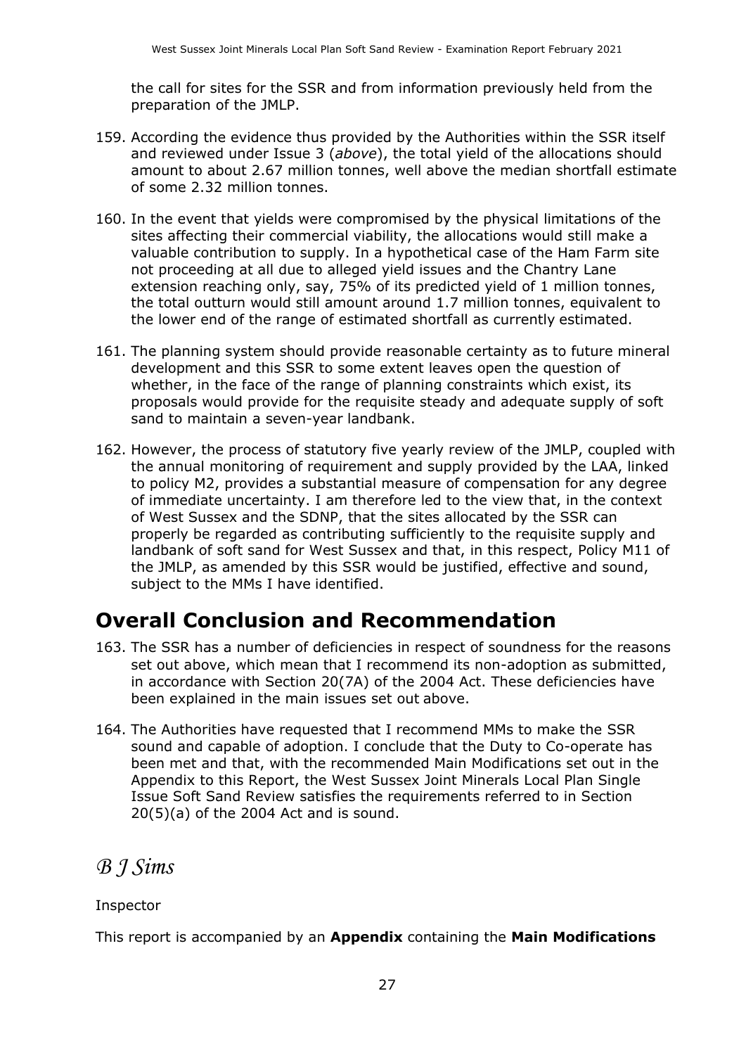the call for sites for the SSR and from information previously held from the preparation of the JMLP.

159. According the evidence thus provided by the Authorities within the SSR itself and reviewed under Issue 3 (*above*), the total yield of the allocations should amount to about 2.67 million tonnes, well above the median shortfall estimate of some 2.32 million tonnes.

160. In the event that yields were compromised by the physical limitations of the sites affecting their commercial viability, the allocations would still make a valuable contribution to supply. In a hypothetical case of the Ham Farm site not proceeding at all due to alleged yield issues and the Chantry Lane extension reaching only, say, 75% of its predicted yield of 1 million tonnes, the total outturn would still amount around 1.7 million tonnes, equivalent to the lower end of the range of estimated shortfall as currently estimated.

161. The planning system should provide reasonable certainty as to future mineral development and this SSR to some extent leaves open the question of whether, in the face of the range of planning constraints which exist, its proposals would provide for the requisite steady and adequate supply of soft sand to maintain a seven-year landbank.

162. However, the process of statutory five yearly review of the JMLP, coupled with the annual monitoring of requirement and supply provided by the LAA, linked to policy M2, provides a substantial measure of compensation for any degree of immediate uncertainty. I am therefore led to the view that, in the context of West Sussex and the SDNP, that the sites allocated by the SSR can properly be regarded as contributing sufficiently to the requisite supply and landbank of soft sand for West Sussex and that, in this respect, Policy M11 of the JMLP, as amended by this SSR would be justified, effective and sound, subject to the MMs I have identified.

# Overall Conclusion and Recommendation

163. The SSR has a number of deficiencies in respect of soundness for the reasons set out above, which mean that I recommend its non-adoption as submitted, in accordance with Section 20(7A) of the 2004 Act. These deficiencies have been explained in the main issues set out above.

164. The Authorities have requested that I recommend MMs to make the SSR sound and capable of adoption. I conclude that the Duty to Co-operate has been met and that, with the recommended Main Modifications set out in the Appendix to this Report, the West Sussex Joint Minerals Local Plan Single Issue Soft Sand Review satisfies the requirements referred to in Section 20(5)(a) of the 2004 Act and is sound.

*B J Sims*

Inspector

This report is accompanied by an **Appendix** containing the **Main Modifications**